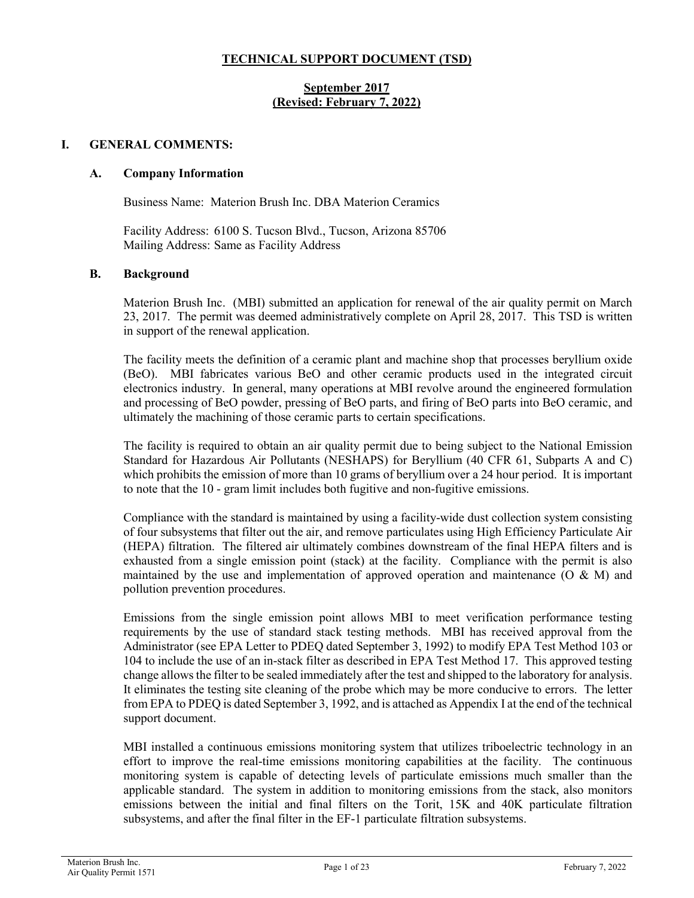# TECHNICAL SUPPORT DOCUMENT (TSD)

**September 2017**
**(Revised: February 7, 2022)**

## I. GENERAL COMMENTS:

### A. Company Information

Business Name: Materion Brush Inc. DBA Materion Ceramics

Facility Address: 6100 S. Tucson Blvd., Tucson, Arizona 85706
Mailing Address: Same as Facility Address

### B. Background

Materion Brush Inc. (MBI) submitted an application for renewal of the air quality permit on March 23, 2017. The permit was deemed administratively complete on April 28, 2017. This TSD is written in support of the renewal application.

The facility meets the definition of a ceramic plant and machine shop that processes beryllium oxide (BeO). MBI fabricates various BeO and other ceramic products used in the integrated circuit electronics industry. In general, many operations at MBI revolve around the engineered formulation and processing of BeO powder, pressing of BeO parts, and firing of BeO parts into BeO ceramic, and ultimately the machining of those ceramic parts to certain specifications.

The facility is required to obtain an air quality permit due to being subject to the National Emission Standard for Hazardous Air Pollutants (NESHAPS) for Beryllium (40 CFR 61, Subparts A and C) which prohibits the emission of more than 10 grams of beryllium over a 24 hour period. It is important to note that the 10 - gram limit includes both fugitive and non-fugitive emissions.

Compliance with the standard is maintained by using a facility-wide dust collection system consisting of four subsystems that filter out the air, and remove particulates using High Efficiency Particulate Air (HEPA) filtration. The filtered air ultimately combines downstream of the final HEPA filters and is exhausted from a single emission point (stack) at the facility. Compliance with the permit is also maintained by the use and implementation of approved operation and maintenance (O & M) and pollution prevention procedures.

Emissions from the single emission point allows MBI to meet verification performance testing requirements by the use of standard stack testing methods. MBI has received approval from the Administrator (see EPA Letter to PDEQ dated September 3, 1992) to modify EPA Test Method 103 or 104 to include the use of an in-stack filter as described in EPA Test Method 17. This approved testing change allows the filter to be sealed immediately after the test and shipped to the laboratory for analysis. It eliminates the testing site cleaning of the probe which may be more conducive to errors. The letter from EPA to PDEQ is dated September 3, 1992, and is attached as Appendix I at the end of the technical support document.

MBI installed a continuous emissions monitoring system that utilizes triboelectric technology in an effort to improve the real-time emissions monitoring capabilities at the facility. The continuous monitoring system is capable of detecting levels of particulate emissions much smaller than the applicable standard. The system in addition to monitoring emissions from the stack, also monitors emissions between the initial and final filters on the Torit, 15K and 40K particulate filtration subsystems, and after the final filter in the EF-1 particulate filtration subsystems.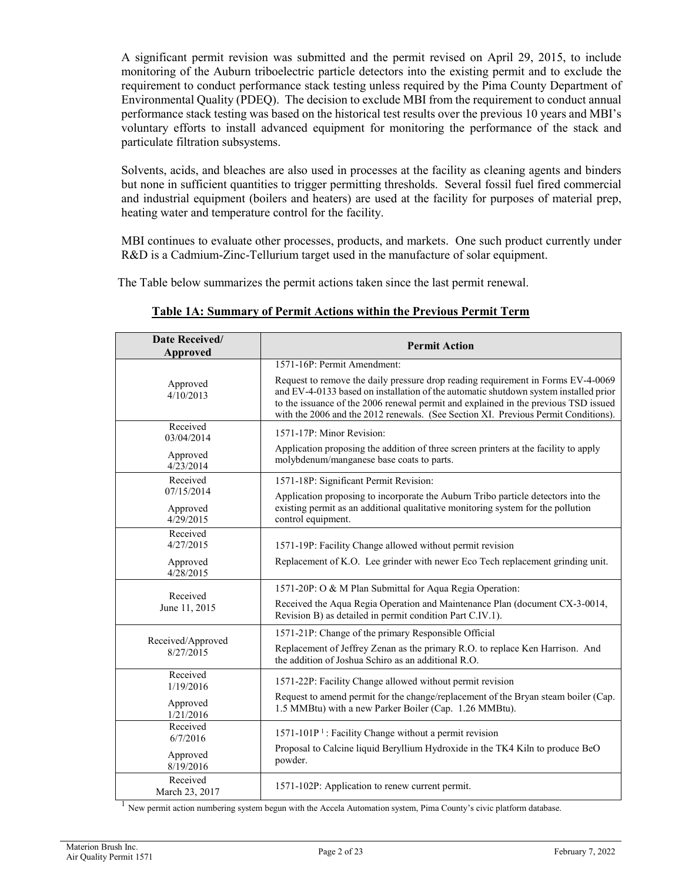A significant permit revision was submitted and the permit revised on April 29, 2015, to include monitoring of the Auburn triboelectric particle detectors into the existing permit and to exclude the requirement to conduct performance stack testing unless required by the Pima County Department of Environmental Quality (PDEQ). The decision to exclude MBI from the requirement to conduct annual performance stack testing was based on the historical test results over the previous 10 years and MBI's voluntary efforts to install advanced equipment for monitoring the performance of the stack and particulate filtration subsystems.

Solvents, acids, and bleaches are also used in processes at the facility as cleaning agents and binders but none in sufficient quantities to trigger permitting thresholds. Several fossil fuel fired commercial and industrial equipment (boilers and heaters) are used at the facility for purposes of material prep, heating water and temperature control for the facility.

MBI continues to evaluate other processes, products, and markets. One such product currently under R&D is a Cadmium-Zinc-Tellurium target used in the manufacture of solar equipment.

The Table below summarizes the permit actions taken since the last permit renewal.

**Table 1A: Summary of Permit Actions within the Previous Permit Term**

| Date Received/ Approved | Permit Action |
|---|---|
| Approved 4/10/2013 | 1571-16P: Permit Amendment: Request to remove the daily pressure drop reading requirement in Forms EV-4-0069 and EV-4-0133 based on installation of the automatic shutdown system installed prior to the issuance of the 2006 renewal permit and explained in the previous TSD issued with the 2006 and the 2012 renewals. (See Section XI. Previous Permit Conditions). |
| Received 03/04/2014 Approved 4/23/2014 | 1571-17P: Minor Revision: Application proposing the addition of three screen printers at the facility to apply molybdenum/manganese base coats to parts. |
| Received 07/15/2014 Approved 4/29/2015 | 1571-18P: Significant Permit Revision: Application proposing to incorporate the Auburn Tribo particle detectors into the existing permit as an additional qualitative monitoring system for the pollution control equipment. |
| Received 4/27/2015 Approved 4/28/2015 | 1571-19P: Facility Change allowed without permit revision Replacement of K.O. Lee grinder with newer Eco Tech replacement grinding unit. |
| Received June 11, 2015 | 1571-20P: O & M Plan Submittal for Aqua Regia Operation: Received the Aqua Regia Operation and Maintenance Plan (document CX-3-0014, Revision B) as detailed in permit condition Part C.IV.1). |
| Received/Approved 8/27/2015 | 1571-21P: Change of the primary Responsible Official Replacement of Jeffrey Zenan as the primary R.O. to replace Ken Harrison. And the addition of Joshua Schiro as an additional R.O. |
| Received 1/19/2016 Approved 1/21/2016 | 1571-22P: Facility Change allowed without permit revision Request to amend permit for the change/replacement of the Bryan steam boiler (Cap. 1.5 MMBtu) with a new Parker Boiler (Cap. 1.26 MMBtu). |
| Received 6/7/2016 Approved 8/19/2016 | 1571-101P [1]: Facility Change without a permit revision Proposal to Calcine liquid Beryllium Hydroxide in the TK4 Kiln to produce BeO powder. |
| Received March 23, 2017 | 1571-102P: Application to renew current permit. |

[1] New permit action numbering system begun with the Accela Automation system, Pima County's civic platform database.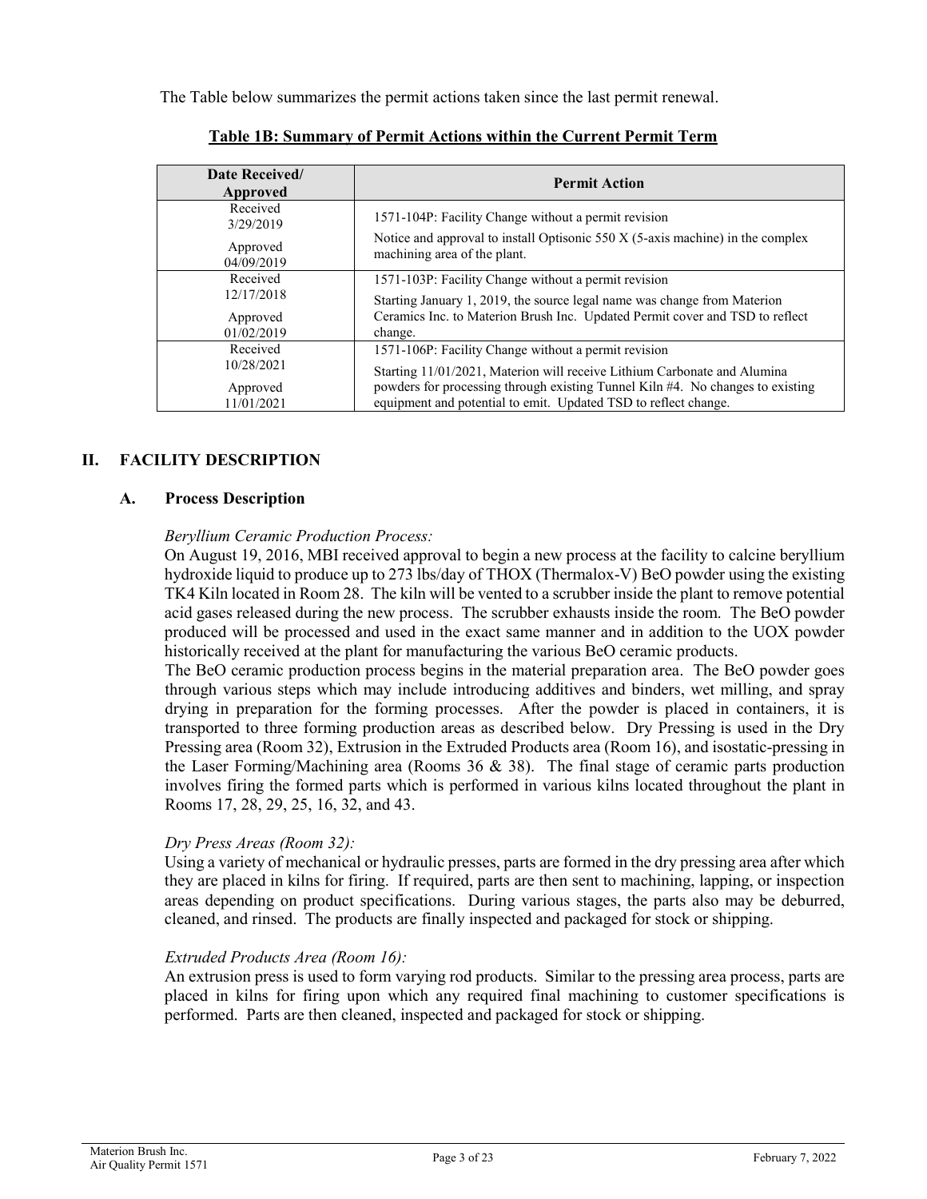The Table below summarizes the permit actions taken since the last permit renewal.

**Table 1B: Summary of Permit Actions within the Current Permit Term**

| Date Received/ Approved | Permit Action |
|---|---|
| Received 3/29/2019<br>Approved 04/09/2019 | 1571-104P: Facility Change without a permit revision<br>Notice and approval to install Optisonic 550 X (5-axis machine) in the complex machining area of the plant. |
| Received 12/17/2018<br>Approved 01/02/2019 | 1571-103P: Facility Change without a permit revision<br>Starting January 1, 2019, the source legal name was change from Materion Ceramics Inc. to Materion Brush Inc. Updated Permit cover and TSD to reflect change. |
| Received 10/28/2021<br>Approved 11/01/2021 | 1571-106P: Facility Change without a permit revision<br>Starting 11/01/2021, Materion will receive Lithium Carbonate and Alumina powders for processing through existing Tunnel Kiln #4. No changes to existing equipment and potential to emit. Updated TSD to reflect change. |

## II. FACILITY DESCRIPTION

### A. Process Description

*Beryllium Ceramic Production Process:*

On August 19, 2016, MBI received approval to begin a new process at the facility to calcine beryllium hydroxide liquid to produce up to 273 lbs/day of THOX (Thermalox-V) BeO powder using the existing TK4 Kiln located in Room 28. The kiln will be vented to a scrubber inside the plant to remove potential acid gases released during the new process. The scrubber exhausts inside the room. The BeO powder produced will be processed and used in the exact same manner and in addition to the UOX powder historically received at the plant for manufacturing the various BeO ceramic products.

The BeO ceramic production process begins in the material preparation area. The BeO powder goes through various steps which may include introducing additives and binders, wet milling, and spray drying in preparation for the forming processes. After the powder is placed in containers, it is transported to three forming production areas as described below. Dry Pressing is used in the Dry Pressing area (Room 32), Extrusion in the Extruded Products area (Room 16), and isostatic-pressing in the Laser Forming/Machining area (Rooms 36 & 38). The final stage of ceramic parts production involves firing the formed parts which is performed in various kilns located throughout the plant in Rooms 17, 28, 29, 25, 16, 32, and 43.

*Dry Press Areas (Room 32):*

Using a variety of mechanical or hydraulic presses, parts are formed in the dry pressing area after which they are placed in kilns for firing. If required, parts are then sent to machining, lapping, or inspection areas depending on product specifications. During various stages, the parts also may be deburred, cleaned, and rinsed. The products are finally inspected and packaged for stock or shipping.

*Extruded Products Area (Room 16):*

An extrusion press is used to form varying rod products. Similar to the pressing area process, parts are placed in kilns for firing upon which any required final machining to customer specifications is performed. Parts are then cleaned, inspected and packaged for stock or shipping.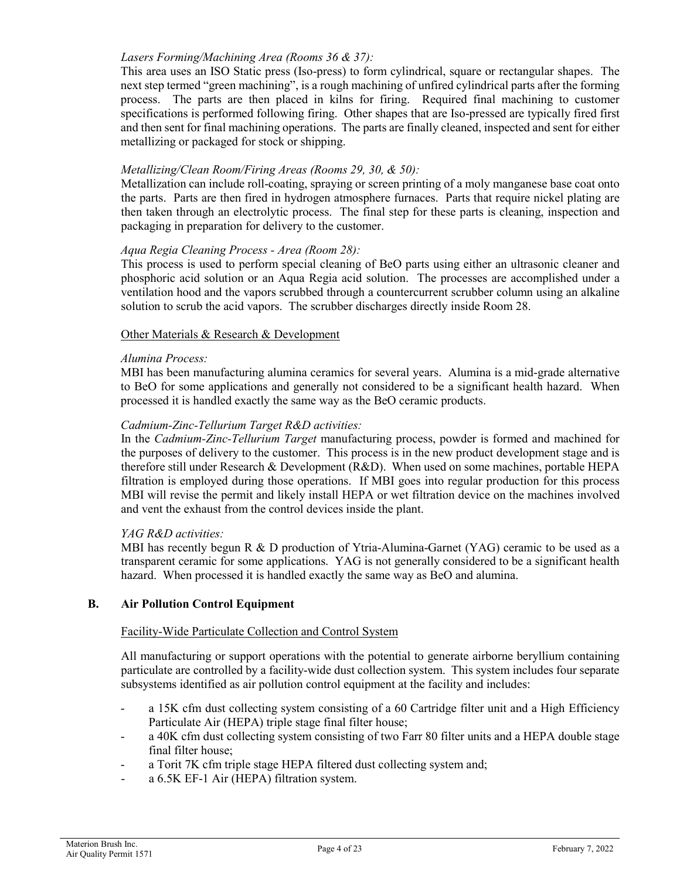*Lasers Forming/Machining Area (Rooms 36 & 37):*

This area uses an ISO Static press (Iso-press) to form cylindrical, square or rectangular shapes. The next step termed "green machining", is a rough machining of unfired cylindrical parts after the forming process. The parts are then placed in kilns for firing. Required final machining to customer specifications is performed following firing. Other shapes that are Iso-pressed are typically fired first and then sent for final machining operations. The parts are finally cleaned, inspected and sent for either metallizing or packaged for stock or shipping.

*Metallizing/Clean Room/Firing Areas (Rooms 29, 30, & 50):*

Metallization can include roll-coating, spraying or screen printing of a moly manganese base coat onto the parts. Parts are then fired in hydrogen atmosphere furnaces. Parts that require nickel plating are then taken through an electrolytic process. The final step for these parts is cleaning, inspection and packaging in preparation for delivery to the customer.

*Aqua Regia Cleaning Process - Area (Room 28):*

This process is used to perform special cleaning of BeO parts using either an ultrasonic cleaner and phosphoric acid solution or an Aqua Regia acid solution. The processes are accomplished under a ventilation hood and the vapors scrubbed through a countercurrent scrubber column using an alkaline solution to scrub the acid vapors. The scrubber discharges directly inside Room 28.

Other Materials & Research & Development

*Alumina Process:*

MBI has been manufacturing alumina ceramics for several years. Alumina is a mid-grade alternative to BeO for some applications and generally not considered to be a significant health hazard. When processed it is handled exactly the same way as the BeO ceramic products.

*Cadmium-Zinc-Tellurium Target R&D activities:*

In the *Cadmium-Zinc-Tellurium Target* manufacturing process, powder is formed and machined for the purposes of delivery to the customer. This process is in the new product development stage and is therefore still under Research & Development (R&D). When used on some machines, portable HEPA filtration is employed during those operations. If MBI goes into regular production for this process MBI will revise the permit and likely install HEPA or wet filtration device on the machines involved and vent the exhaust from the control devices inside the plant.

*YAG R&D activities:*

MBI has recently begun R & D production of Ytria-Alumina-Garnet (YAG) ceramic to be used as a transparent ceramic for some applications. YAG is not generally considered to be a significant health hazard. When processed it is handled exactly the same way as BeO and alumina.

## B. Air Pollution Control Equipment

Facility-Wide Particulate Collection and Control System

All manufacturing or support operations with the potential to generate airborne beryllium containing particulate are controlled by a facility-wide dust collection system. This system includes four separate subsystems identified as air pollution control equipment at the facility and includes:

- a 15K cfm dust collecting system consisting of a 60 Cartridge filter unit and a High Efficiency Particulate Air (HEPA) triple stage final filter house;
- a 40K cfm dust collecting system consisting of two Farr 80 filter units and a HEPA double stage final filter house;
- a Torit 7K cfm triple stage HEPA filtered dust collecting system and;
- a 6.5K EF-1 Air (HEPA) filtration system.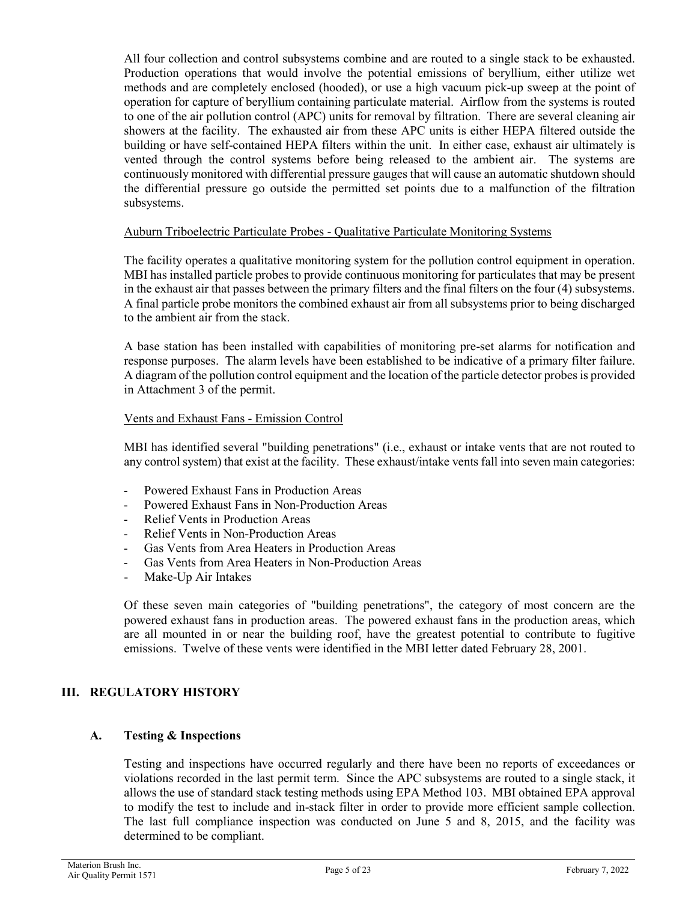All four collection and control subsystems combine and are routed to a single stack to be exhausted. Production operations that would involve the potential emissions of beryllium, either utilize wet methods and are completely enclosed (hooded), or use a high vacuum pick-up sweep at the point of operation for capture of beryllium containing particulate material. Airflow from the systems is routed to one of the air pollution control (APC) units for removal by filtration. There are several cleaning air showers at the facility. The exhausted air from these APC units is either HEPA filtered outside the building or have self-contained HEPA filters within the unit. In either case, exhaust air ultimately is vented through the control systems before being released to the ambient air. The systems are continuously monitored with differential pressure gauges that will cause an automatic shutdown should the differential pressure go outside the permitted set points due to a malfunction of the filtration subsystems.

Auburn Triboelectric Particulate Probes - Qualitative Particulate Monitoring Systems

The facility operates a qualitative monitoring system for the pollution control equipment in operation. MBI has installed particle probes to provide continuous monitoring for particulates that may be present in the exhaust air that passes between the primary filters and the final filters on the four (4) subsystems. A final particle probe monitors the combined exhaust air from all subsystems prior to being discharged to the ambient air from the stack.

A base station has been installed with capabilities of monitoring pre-set alarms for notification and response purposes. The alarm levels have been established to be indicative of a primary filter failure. A diagram of the pollution control equipment and the location of the particle detector probes is provided in Attachment 3 of the permit.

Vents and Exhaust Fans - Emission Control

MBI has identified several "building penetrations" (i.e., exhaust or intake vents that are not routed to any control system) that exist at the facility. These exhaust/intake vents fall into seven main categories:

- Powered Exhaust Fans in Production Areas
- Powered Exhaust Fans in Non-Production Areas
- Relief Vents in Production Areas
- Relief Vents in Non-Production Areas
- Gas Vents from Area Heaters in Production Areas
- Gas Vents from Area Heaters in Non-Production Areas
- Make-Up Air Intakes

Of these seven main categories of "building penetrations", the category of most concern are the powered exhaust fans in production areas. The powered exhaust fans in the production areas, which are all mounted in or near the building roof, have the greatest potential to contribute to fugitive emissions. Twelve of these vents were identified in the MBI letter dated February 28, 2001.

## III. REGULATORY HISTORY

### A. Testing & Inspections

Testing and inspections have occurred regularly and there have been no reports of exceedances or violations recorded in the last permit term. Since the APC subsystems are routed to a single stack, it allows the use of standard stack testing methods using EPA Method 103. MBI obtained EPA approval to modify the test to include and in-stack filter in order to provide more efficient sample collection. The last full compliance inspection was conducted on June 5 and 8, 2015, and the facility was determined to be compliant.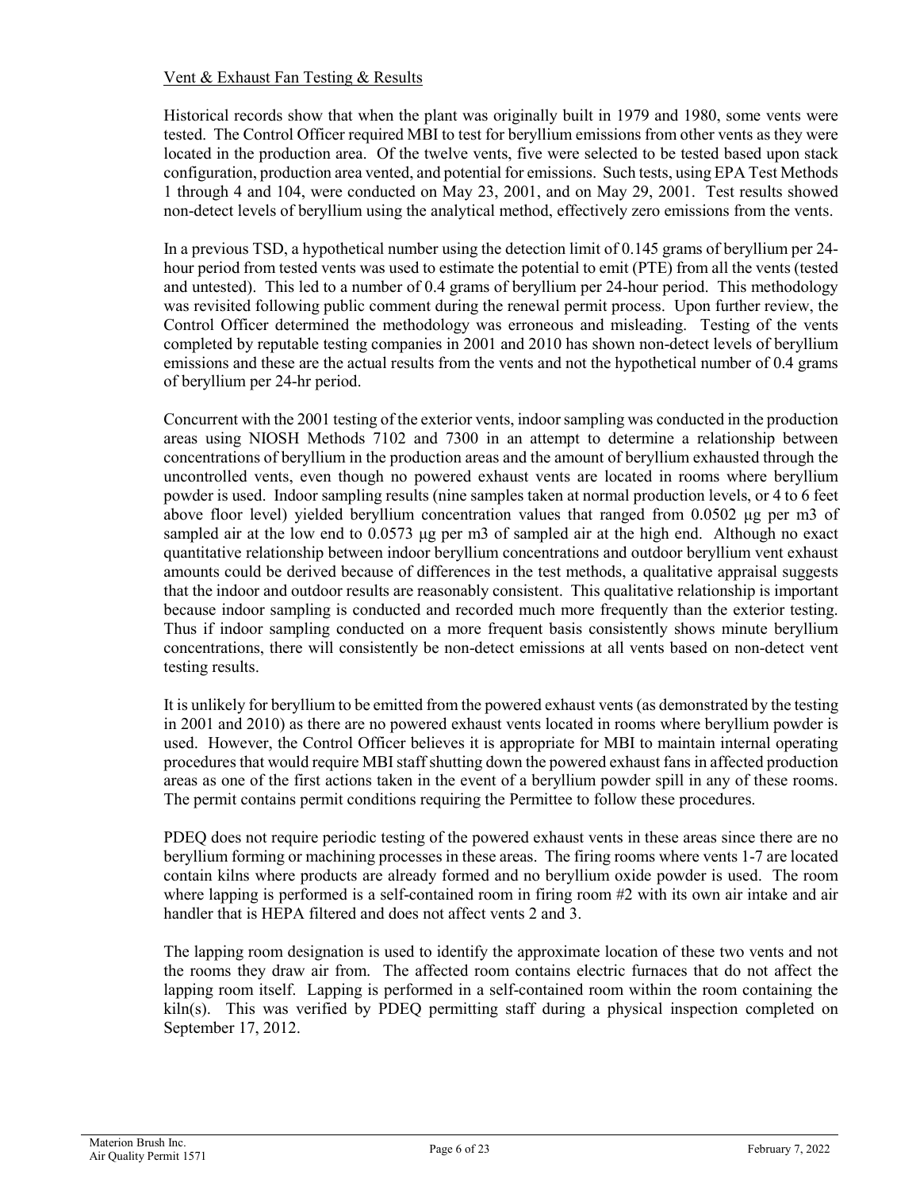Vent & Exhaust Fan Testing & Results

Historical records show that when the plant was originally built in 1979 and 1980, some vents were tested. The Control Officer required MBI to test for beryllium emissions from other vents as they were located in the production area. Of the twelve vents, five were selected to be tested based upon stack configuration, production area vented, and potential for emissions. Such tests, using EPA Test Methods 1 through 4 and 104, were conducted on May 23, 2001, and on May 29, 2001. Test results showed non-detect levels of beryllium using the analytical method, effectively zero emissions from the vents.

In a previous TSD, a hypothetical number using the detection limit of 0.145 grams of beryllium per 24-hour period from tested vents was used to estimate the potential to emit (PTE) from all the vents (tested and untested). This led to a number of 0.4 grams of beryllium per 24-hour period. This methodology was revisited following public comment during the renewal permit process. Upon further review, the Control Officer determined the methodology was erroneous and misleading. Testing of the vents completed by reputable testing companies in 2001 and 2010 has shown non-detect levels of beryllium emissions and these are the actual results from the vents and not the hypothetical number of 0.4 grams of beryllium per 24-hr period.

Concurrent with the 2001 testing of the exterior vents, indoor sampling was conducted in the production areas using NIOSH Methods 7102 and 7300 in an attempt to determine a relationship between concentrations of beryllium in the production areas and the amount of beryllium exhausted through the uncontrolled vents, even though no powered exhaust vents are located in rooms where beryllium powder is used. Indoor sampling results (nine samples taken at normal production levels, or 4 to 6 feet above floor level) yielded beryllium concentration values that ranged from 0.0502 μg per m3 of sampled air at the low end to 0.0573 μg per m3 of sampled air at the high end. Although no exact quantitative relationship between indoor beryllium concentrations and outdoor beryllium vent exhaust amounts could be derived because of differences in the test methods, a qualitative appraisal suggests that the indoor and outdoor results are reasonably consistent. This qualitative relationship is important because indoor sampling is conducted and recorded much more frequently than the exterior testing. Thus if indoor sampling conducted on a more frequent basis consistently shows minute beryllium concentrations, there will consistently be non-detect emissions at all vents based on non-detect vent testing results.

It is unlikely for beryllium to be emitted from the powered exhaust vents (as demonstrated by the testing in 2001 and 2010) as there are no powered exhaust vents located in rooms where beryllium powder is used. However, the Control Officer believes it is appropriate for MBI to maintain internal operating procedures that would require MBI staff shutting down the powered exhaust fans in affected production areas as one of the first actions taken in the event of a beryllium powder spill in any of these rooms. The permit contains permit conditions requiring the Permittee to follow these procedures.

PDEQ does not require periodic testing of the powered exhaust vents in these areas since there are no beryllium forming or machining processes in these areas. The firing rooms where vents 1-7 are located contain kilns where products are already formed and no beryllium oxide powder is used. The room where lapping is performed is a self-contained room in firing room #2 with its own air intake and air handler that is HEPA filtered and does not affect vents 2 and 3.

The lapping room designation is used to identify the approximate location of these two vents and not the rooms they draw air from. The affected room contains electric furnaces that do not affect the lapping room itself. Lapping is performed in a self-contained room within the room containing the kiln(s). This was verified by PDEQ permitting staff during a physical inspection completed on September 17, 2012.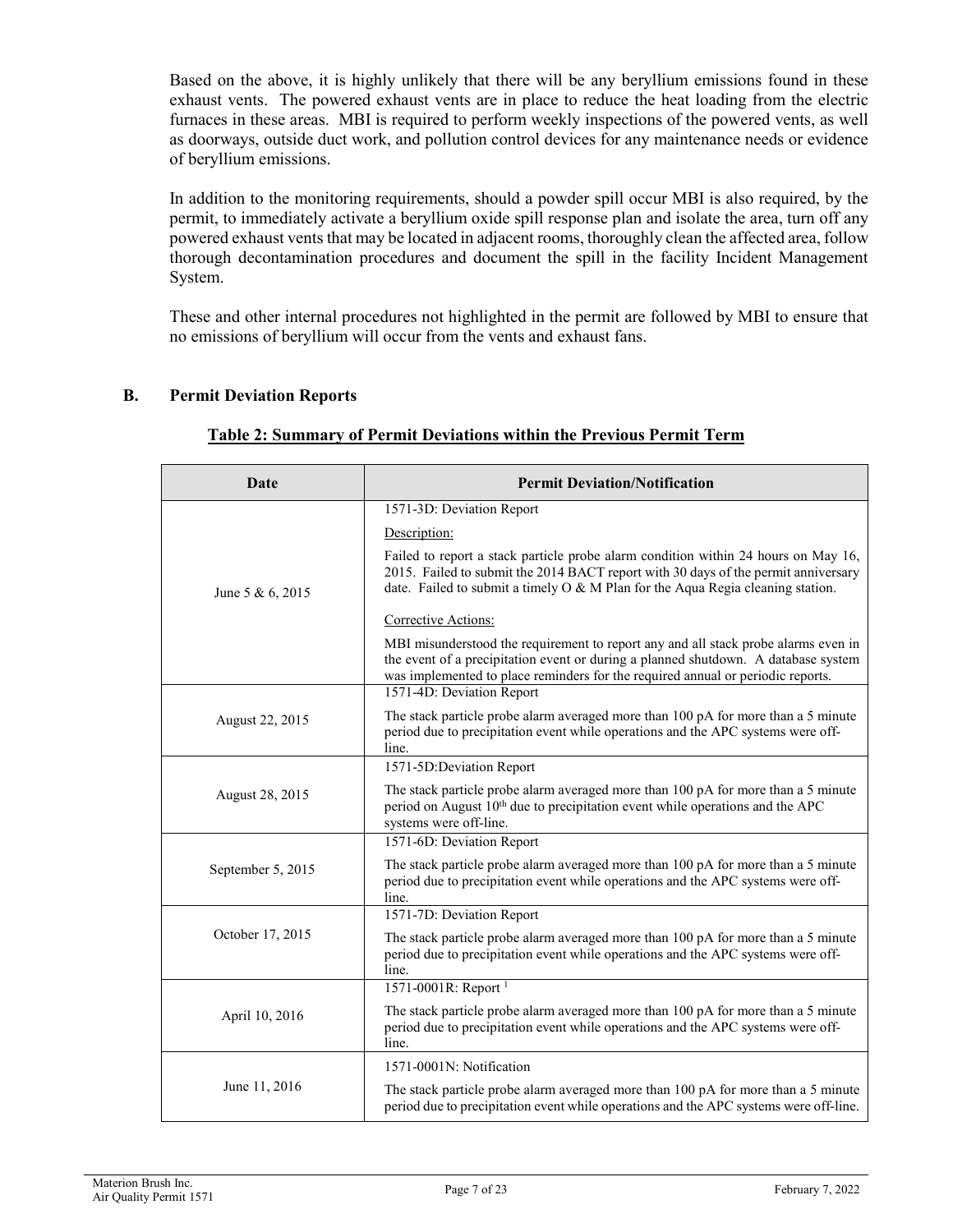Based on the above, it is highly unlikely that there will be any beryllium emissions found in these exhaust vents. The powered exhaust vents are in place to reduce the heat loading from the electric furnaces in these areas. MBI is required to perform weekly inspections of the powered vents, as well as doorways, outside duct work, and pollution control devices for any maintenance needs or evidence of beryllium emissions.

In addition to the monitoring requirements, should a powder spill occur MBI is also required, by the permit, to immediately activate a beryllium oxide spill response plan and isolate the area, turn off any powered exhaust vents that may be located in adjacent rooms, thoroughly clean the affected area, follow thorough decontamination procedures and document the spill in the facility Incident Management System.

These and other internal procedures not highlighted in the permit are followed by MBI to ensure that no emissions of beryllium will occur from the vents and exhaust fans.

## B. Permit Deviation Reports

**Table 2: Summary of Permit Deviations within the Previous Permit Term**

| Date | Permit Deviation/Notification |
|---|---|
| June 5 & 6, 2015 | 1571-3D: Deviation Report<br><br>Description:<br><br>Failed to report a stack particle probe alarm condition within 24 hours on May 16, 2015. Failed to submit the 2014 BACT report with 30 days of the permit anniversary date. Failed to submit a timely O & M Plan for the Aqua Regia cleaning station.<br><br>Corrective Actions:<br><br>MBI misunderstood the requirement to report any and all stack probe alarms even in the event of a precipitation event or during a planned shutdown. A database system was implemented to place reminders for the required annual or periodic reports. |
| August 22, 2015 | 1571-4D: Deviation Report<br><br>The stack particle probe alarm averaged more than 100 pA for more than a 5 minute period due to precipitation event while operations and the APC systems were off-line. |
| August 28, 2015 | 1571-5D:Deviation Report<br><br>The stack particle probe alarm averaged more than 100 pA for more than a 5 minute period on August 10th due to precipitation event while operations and the APC systems were off-line. |
| September 5, 2015 | 1571-6D: Deviation Report<br><br>The stack particle probe alarm averaged more than 100 pA for more than a 5 minute period due to precipitation event while operations and the APC systems were off-line. |
| October 17, 2015 | 1571-7D: Deviation Report<br><br>The stack particle probe alarm averaged more than 100 pA for more than a 5 minute period due to precipitation event while operations and the APC systems were off-line. |
| April 10, 2016 | 1571-0001R: Report [1]<br><br>The stack particle probe alarm averaged more than 100 pA for more than a 5 minute period due to precipitation event while operations and the APC systems were off-line. |
| June 11, 2016 | 1571-0001N: Notification<br><br>The stack particle probe alarm averaged more than 100 pA for more than a 5 minute period due to precipitation event while operations and the APC systems were off-line. |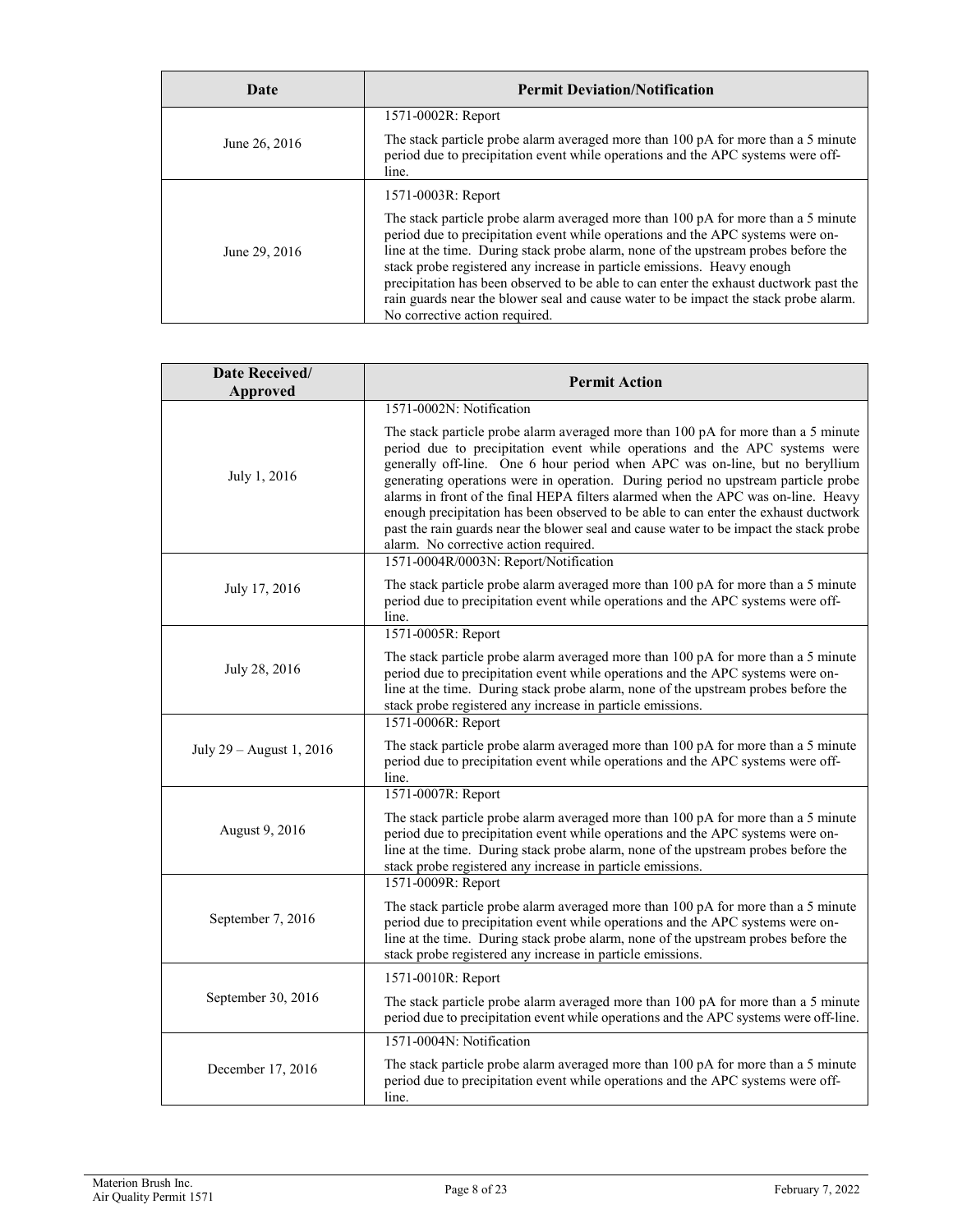| Date | Permit Deviation/Notification |
|---|---|
| June 26, 2016 | 1571-0002R: Report<br><br>The stack particle probe alarm averaged more than 100 pA for more than a 5 minute period due to precipitation event while operations and the APC systems were off-line. |
| June 29, 2016 | 1571-0003R: Report<br><br>The stack particle probe alarm averaged more than 100 pA for more than a 5 minute period due to precipitation event while operations and the APC systems were on-line at the time. During stack probe alarm, none of the upstream probes before the stack probe registered any increase in particle emissions. Heavy enough precipitation has been observed to be able to can enter the exhaust ductwork past the rain guards near the blower seal and cause water to be impact the stack probe alarm. No corrective action required. |

| Date Received/ Approved | Permit Action |
|---|---|
| July 1, 2016 | 1571-0002N: Notification<br><br>The stack particle probe alarm averaged more than 100 pA for more than a 5 minute period due to precipitation event while operations and the APC systems were generally off-line. One 6 hour period when APC was on-line, but no beryllium generating operations were in operation. During period no upstream particle probe alarms in front of the final HEPA filters alarmed when the APC was on-line. Heavy enough precipitation has been observed to be able to can enter the exhaust ductwork past the rain guards near the blower seal and cause water to be impact the stack probe alarm. No corrective action required. |
| July 17, 2016 | 1571-0004R/0003N: Report/Notification<br><br>The stack particle probe alarm averaged more than 100 pA for more than a 5 minute period due to precipitation event while operations and the APC systems were off-line. |
| July 28, 2016 | 1571-0005R: Report<br><br>The stack particle probe alarm averaged more than 100 pA for more than a 5 minute period due to precipitation event while operations and the APC systems were on-line at the time. During stack probe alarm, none of the upstream probes before the stack probe registered any increase in particle emissions. |
| July 29 – August 1, 2016 | 1571-0006R: Report<br><br>The stack particle probe alarm averaged more than 100 pA for more than a 5 minute period due to precipitation event while operations and the APC systems were off-line. |
| August 9, 2016 | 1571-0007R: Report<br><br>The stack particle probe alarm averaged more than 100 pA for more than a 5 minute period due to precipitation event while operations and the APC systems were on-line at the time. During stack probe alarm, none of the upstream probes before the stack probe registered any increase in particle emissions. |
| September 7, 2016 | 1571-0009R: Report<br><br>The stack particle probe alarm averaged more than 100 pA for more than a 5 minute period due to precipitation event while operations and the APC systems were on-line at the time. During stack probe alarm, none of the upstream probes before the stack probe registered any increase in particle emissions. |
| September 30, 2016 | 1571-0010R: Report<br><br>The stack particle probe alarm averaged more than 100 pA for more than a 5 minute period due to precipitation event while operations and the APC systems were off-line. |
| December 17, 2016 | 1571-0004N: Notification<br><br>The stack particle probe alarm averaged more than 100 pA for more than a 5 minute period due to precipitation event while operations and the APC systems were off-line. |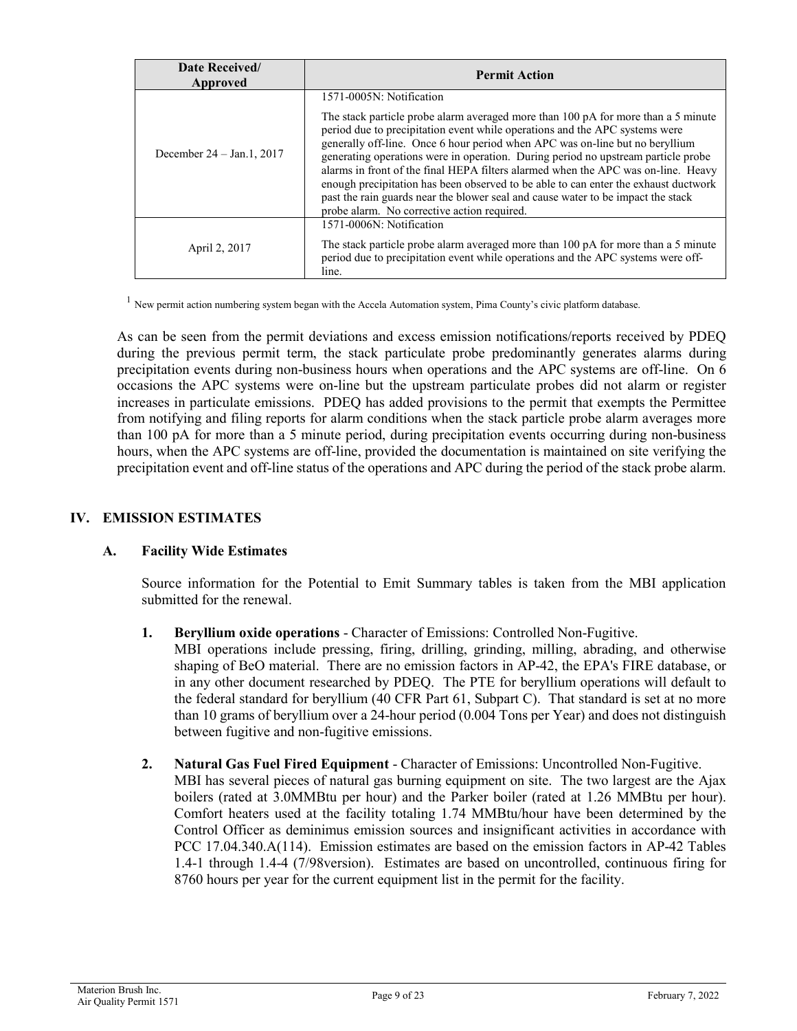| Date Received/ Approved | Permit Action |
|---|---|
| December 24 – Jan.1, 2017 | 1571-0005N: Notification<br><br>The stack particle probe alarm averaged more than 100 pA for more than a 5 minute period due to precipitation event while operations and the APC systems were generally off-line. Once 6 hour period when APC was on-line but no beryllium generating operations were in operation. During period no upstream particle probe alarms in front of the final HEPA filters alarmed when the APC was on-line. Heavy enough precipitation has been observed to be able to can enter the exhaust ductwork past the rain guards near the blower seal and cause water to be impact the stack probe alarm. No corrective action required. |
| April 2, 2017 | 1571-0006N: Notification<br><br>The stack particle probe alarm averaged more than 100 pA for more than a 5 minute period due to precipitation event while operations and the APC systems were off-line. |

[1] New permit action numbering system began with the Accela Automation system, Pima County's civic platform database.

As can be seen from the permit deviations and excess emission notifications/reports received by PDEQ during the previous permit term, the stack particulate probe predominantly generates alarms during precipitation events during non-business hours when operations and the APC systems are off-line. On 6 occasions the APC systems were on-line but the upstream particulate probes did not alarm or register increases in particulate emissions. PDEQ has added provisions to the permit that exempts the Permittee from notifying and filing reports for alarm conditions when the stack particle probe alarm averages more than 100 pA for more than a 5 minute period, during precipitation events occurring during non-business hours, when the APC systems are off-line, provided the documentation is maintained on site verifying the precipitation event and off-line status of the operations and APC during the period of the stack probe alarm.

## IV. EMISSION ESTIMATES

### A. Facility Wide Estimates

Source information for the Potential to Emit Summary tables is taken from the MBI application submitted for the renewal.

1. **Beryllium oxide operations** - Character of Emissions: Controlled Non-Fugitive.
   MBI operations include pressing, firing, drilling, grinding, milling, abrading, and otherwise shaping of BeO material. There are no emission factors in AP-42, the EPA's FIRE database, or in any other document researched by PDEQ. The PTE for beryllium operations will default to the federal standard for beryllium (40 CFR Part 61, Subpart C). That standard is set at no more than 10 grams of beryllium over a 24-hour period (0.004 Tons per Year) and does not distinguish between fugitive and non-fugitive emissions.

2. **Natural Gas Fuel Fired Equipment** - Character of Emissions: Uncontrolled Non-Fugitive.
   MBI has several pieces of natural gas burning equipment on site. The two largest are the Ajax boilers (rated at 3.0MMBtu per hour) and the Parker boiler (rated at 1.26 MMBtu per hour). Comfort heaters used at the facility totaling 1.74 MMBtu/hour have been determined by the Control Officer as deminimus emission sources and insignificant activities in accordance with PCC 17.04.340.A(114). Emission estimates are based on the emission factors in AP-42 Tables 1.4-1 through 1.4-4 (7/98version). Estimates are based on uncontrolled, continuous firing for 8760 hours per year for the current equipment list in the permit for the facility.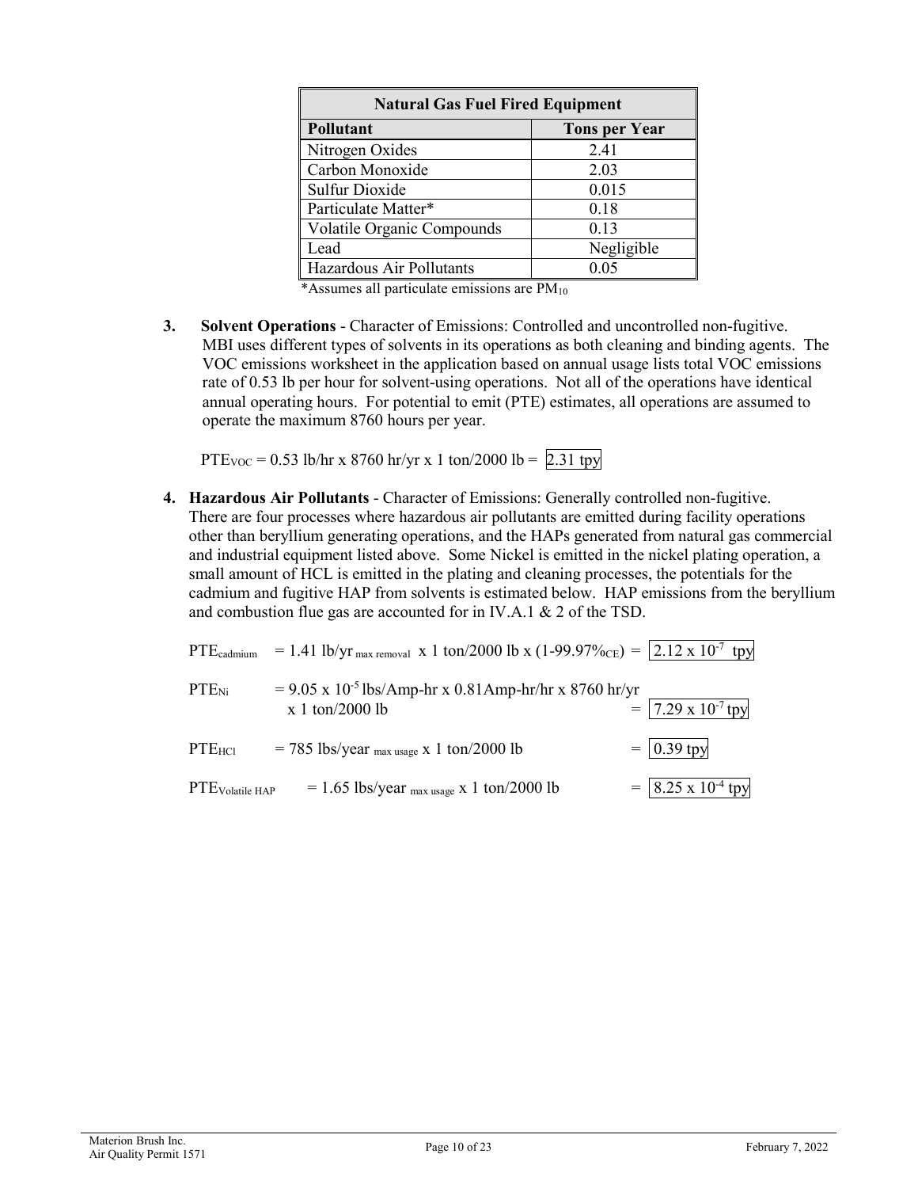| Natural Gas Fuel Fired Equipment | |
|---|---|
| **Pollutant** | **Tons per Year** |
| Nitrogen Oxides | 2.41 |
| Carbon Monoxide | 2.03 |
| Sulfur Dioxide | 0.015 |
| Particulate Matter* | 0.18 |
| Volatile Organic Compounds | 0.13 |
| Lead | Negligible |
| Hazardous Air Pollutants | 0.05 |

*Assumes all particulate emissions are $PM_{10}$

3. **Solvent Operations** - Character of Emissions: Controlled and uncontrolled non-fugitive. MBI uses different types of solvents in its operations as both cleaning and binding agents. The VOC emissions worksheet in the application based on annual usage lists total VOC emissions rate of 0.53 lb per hour for solvent-using operations. Not all of the operations have identical annual operating hours. For potential to emit (PTE) estimates, all operations are assumed to operate the maximum 8760 hours per year.

   $PTE_{VOC}$ = 0.53 lb/hr x 8760 hr/yr x 1 ton/2000 lb = 2.31 tpy

4. **Hazardous Air Pollutants** - Character of Emissions: Generally controlled non-fugitive. There are four processes where hazardous air pollutants are emitted during facility operations other than beryllium generating operations, and the HAPs generated from natural gas commercial and industrial equipment listed above. Some Nickel is emitted in the nickel plating operation, a small amount of HCL is emitted in the plating and cleaning processes, the potentials for the cadmium and fugitive HAP from solvents is estimated below. HAP emissions from the beryllium and combustion flue gas are accounted for in IV.A.1 & 2 of the TSD.

   $PTE_{cadmium}$ = 1.41 lb/yr $_{max\ removal}$ x 1 ton/2000 lb x (1-99.97%$_{CE}$) = $2.12 \times 10^{-7}$ tpy

   $PTE_{Ni}$ = $9.05 \times 10^{-5}$ lbs/Amp-hr x 0.81Amp-hr/hr x 8760 hr/yr x 1 ton/2000 lb = $7.29 \times 10^{-7}$ tpy

   $PTE_{HCl}$ = 785 lbs/year $_{max\ usage}$ x 1 ton/2000 lb = 0.39 tpy

   $PTE_{Volatile\ HAP}$ = 1.65 lbs/year $_{max\ usage}$ x 1 ton/2000 lb = $8.25 \times 10^{-4}$ tpy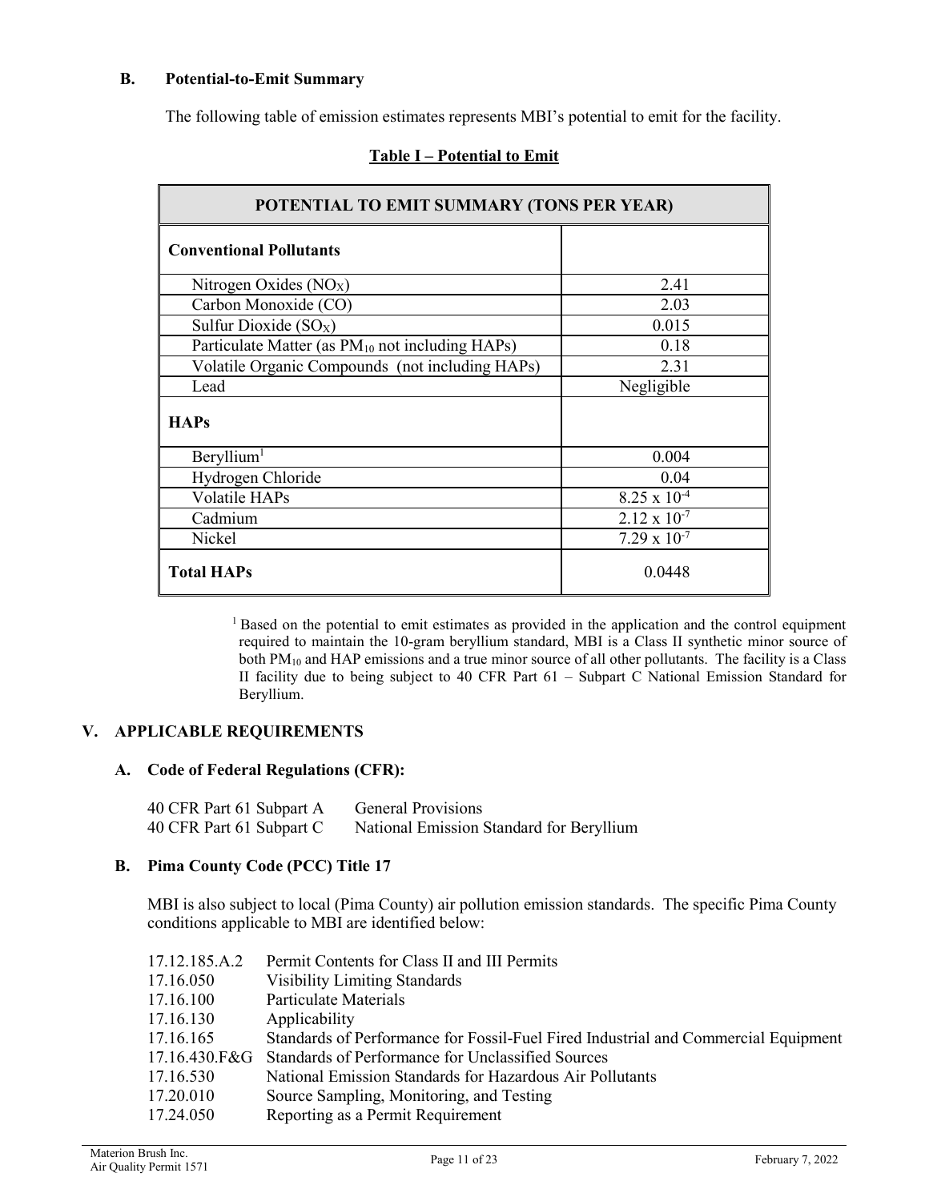### B. Potential-to-Emit Summary

The following table of emission estimates represents MBI's potential to emit for the facility.

**Table I – Potential to Emit**

| POTENTIAL TO EMIT SUMMARY (TONS PER YEAR) | |
|---|---|
| **Conventional Pollutants** | |
| Nitrogen Oxides ($NO_X$) | 2.41 |
| Carbon Monoxide (CO) | 2.03 |
| Sulfur Dioxide ($SO_X$) | 0.015 |
| Particulate Matter (as $PM_{10}$ not including HAPs) | 0.18 |
| Volatile Organic Compounds (not including HAPs) | 2.31 |
| Lead | Negligible |
| **HAPs** | |
| Beryllium[1] | 0.004 |
| Hydrogen Chloride | 0.04 |
| Volatile HAPs | $8.25 \times 10^{-4}$ |
| Cadmium | $2.12 \times 10^{-7}$ |
| Nickel | $7.29 \times 10^{-7}$ |
| **Total HAPs** | 0.0448 |

[1] Based on the potential to emit estimates as provided in the application and the control equipment required to maintain the 10-gram beryllium standard, MBI is a Class II synthetic minor source of both $PM_{10}$ and HAP emissions and a true minor source of all other pollutants. The facility is a Class II facility due to being subject to 40 CFR Part 61 – Subpart C National Emission Standard for Beryllium.

## V. APPLICABLE REQUIREMENTS

### A. Code of Federal Regulations (CFR):

40 CFR Part 61 Subpart A    General Provisions
40 CFR Part 61 Subpart C    National Emission Standard for Beryllium

### B. Pima County Code (PCC) Title 17

MBI is also subject to local (Pima County) air pollution emission standards. The specific Pima County conditions applicable to MBI are identified below:

17.12.185.A.2    Permit Contents for Class II and III Permits
17.16.050    Visibility Limiting Standards
17.16.100    Particulate Materials
17.16.130    Applicability
17.16.165    Standards of Performance for Fossil-Fuel Fired Industrial and Commercial Equipment
17.16.430.F&G    Standards of Performance for Unclassified Sources
17.16.530    National Emission Standards for Hazardous Air Pollutants
17.20.010    Source Sampling, Monitoring, and Testing
17.24.050    Reporting as a Permit Requirement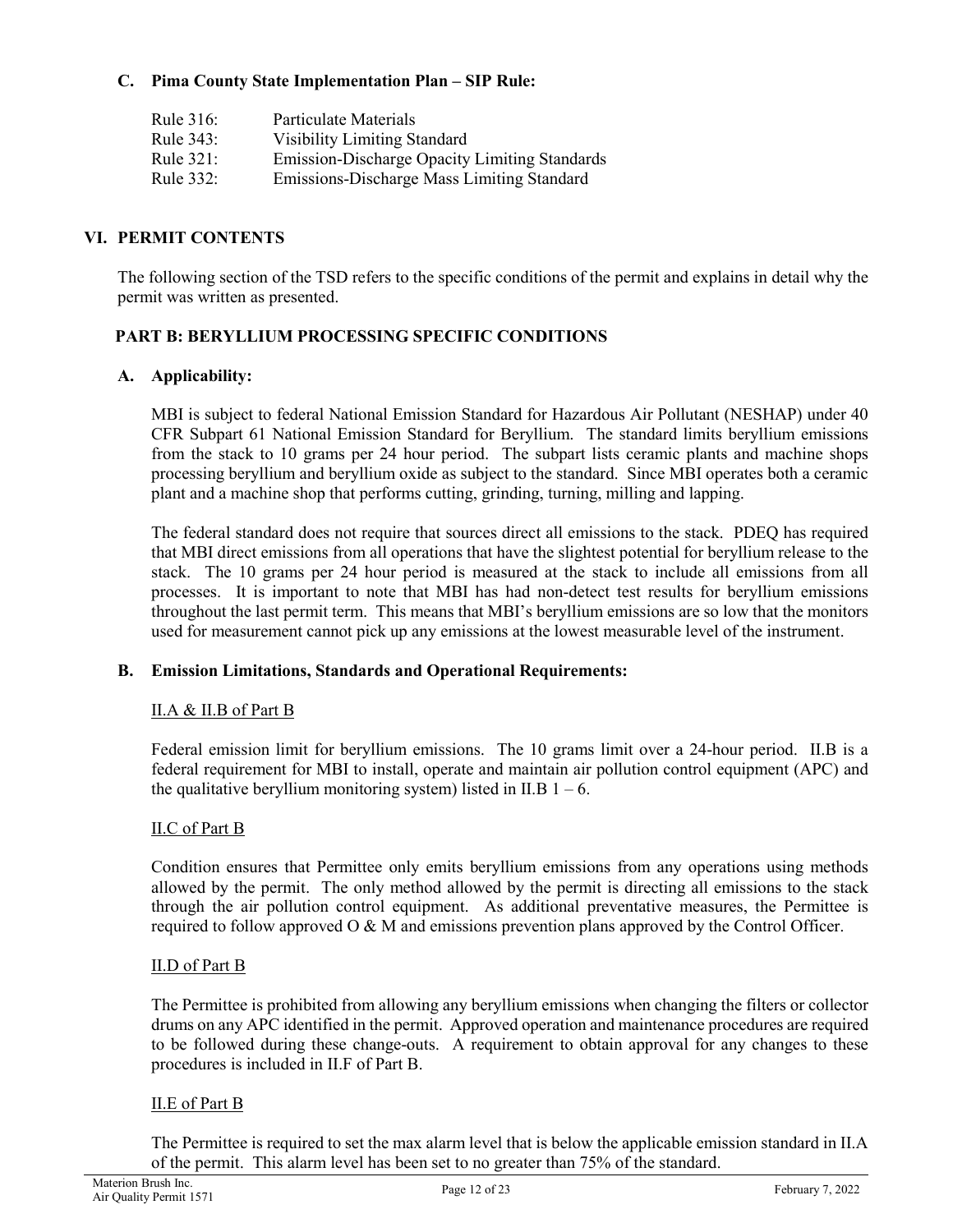### C. Pima County State Implementation Plan – SIP Rule:

Rule 316: Particulate Materials
Rule 343: Visibility Limiting Standard
Rule 321: Emission-Discharge Opacity Limiting Standards
Rule 332: Emissions-Discharge Mass Limiting Standard

## VI. PERMIT CONTENTS

The following section of the TSD refers to the specific conditions of the permit and explains in detail why the permit was written as presented.

### PART B: BERYLLIUM PROCESSING SPECIFIC CONDITIONS

### A. Applicability:

MBI is subject to federal National Emission Standard for Hazardous Air Pollutant (NESHAP) under 40 CFR Subpart 61 National Emission Standard for Beryllium. The standard limits beryllium emissions from the stack to 10 grams per 24 hour period. The subpart lists ceramic plants and machine shops processing beryllium and beryllium oxide as subject to the standard. Since MBI operates both a ceramic plant and a machine shop that performs cutting, grinding, turning, milling and lapping.

The federal standard does not require that sources direct all emissions to the stack. PDEQ has required that MBI direct emissions from all operations that have the slightest potential for beryllium release to the stack. The 10 grams per 24 hour period is measured at the stack to include all emissions from all processes. It is important to note that MBI has had non-detect test results for beryllium emissions throughout the last permit term. This means that MBI's beryllium emissions are so low that the monitors used for measurement cannot pick up any emissions at the lowest measurable level of the instrument.

### B. Emission Limitations, Standards and Operational Requirements:

II.A & II.B of Part B

Federal emission limit for beryllium emissions. The 10 grams limit over a 24-hour period. II.B is a federal requirement for MBI to install, operate and maintain air pollution control equipment (APC) and the qualitative beryllium monitoring system) listed in II.B 1 – 6.

II.C of Part B

Condition ensures that Permittee only emits beryllium emissions from any operations using methods allowed by the permit. The only method allowed by the permit is directing all emissions to the stack through the air pollution control equipment. As additional preventative measures, the Permittee is required to follow approved O & M and emissions prevention plans approved by the Control Officer.

II.D of Part B

The Permittee is prohibited from allowing any beryllium emissions when changing the filters or collector drums on any APC identified in the permit. Approved operation and maintenance procedures are required to be followed during these change-outs. A requirement to obtain approval for any changes to these procedures is included in II.F of Part B.

II.E of Part B

The Permittee is required to set the max alarm level that is below the applicable emission standard in II.A of the permit. This alarm level has been set to no greater than 75% of the standard.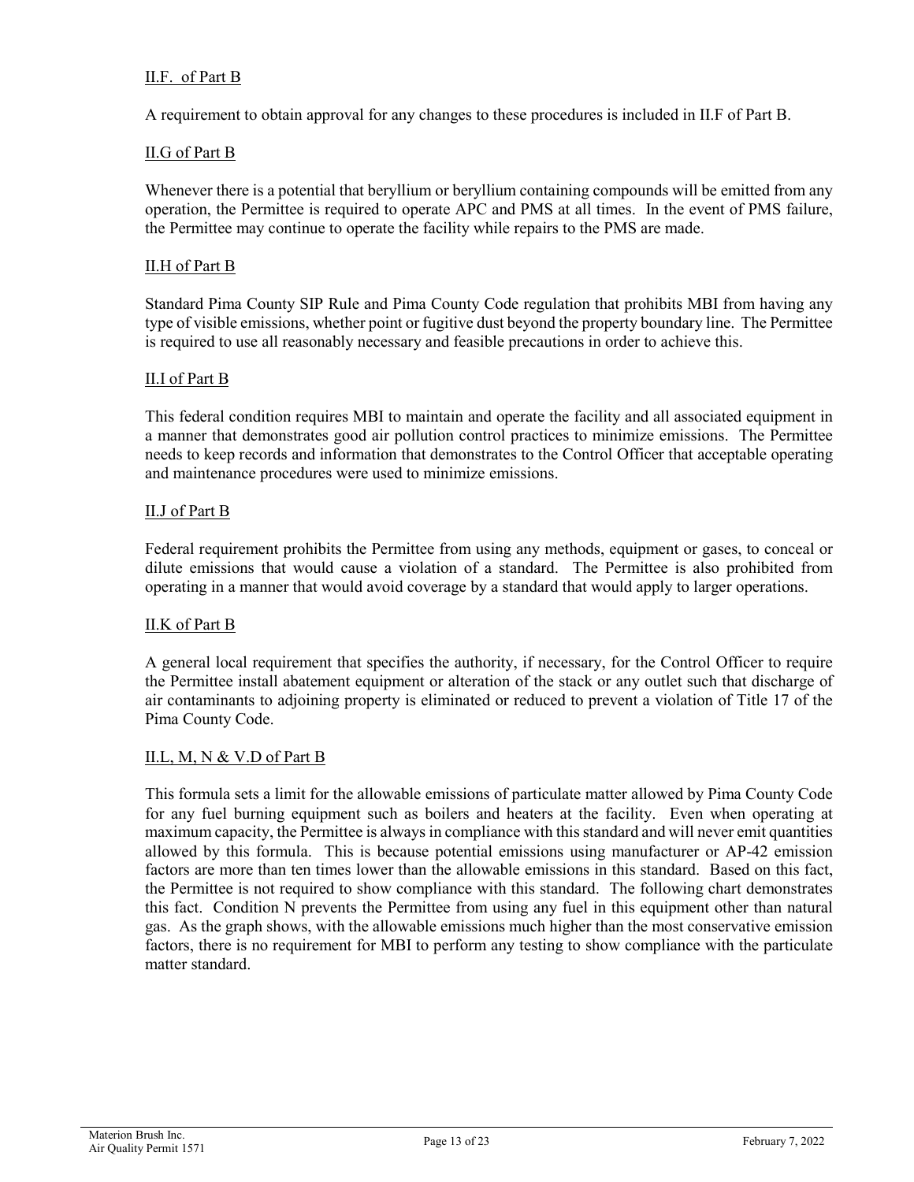II.F. of Part B

A requirement to obtain approval for any changes to these procedures is included in II.F of Part B.

II.G of Part B

Whenever there is a potential that beryllium or beryllium containing compounds will be emitted from any operation, the Permittee is required to operate APC and PMS at all times. In the event of PMS failure, the Permittee may continue to operate the facility while repairs to the PMS are made.

II.H of Part B

Standard Pima County SIP Rule and Pima County Code regulation that prohibits MBI from having any type of visible emissions, whether point or fugitive dust beyond the property boundary line. The Permittee is required to use all reasonably necessary and feasible precautions in order to achieve this.

II.I of Part B

This federal condition requires MBI to maintain and operate the facility and all associated equipment in a manner that demonstrates good air pollution control practices to minimize emissions. The Permittee needs to keep records and information that demonstrates to the Control Officer that acceptable operating and maintenance procedures were used to minimize emissions.

II.J of Part B

Federal requirement prohibits the Permittee from using any methods, equipment or gases, to conceal or dilute emissions that would cause a violation of a standard. The Permittee is also prohibited from operating in a manner that would avoid coverage by a standard that would apply to larger operations.

II.K of Part B

A general local requirement that specifies the authority, if necessary, for the Control Officer to require the Permittee install abatement equipment or alteration of the stack or any outlet such that discharge of air contaminants to adjoining property is eliminated or reduced to prevent a violation of Title 17 of the Pima County Code.

II.L, M, N & V.D of Part B

This formula sets a limit for the allowable emissions of particulate matter allowed by Pima County Code for any fuel burning equipment such as boilers and heaters at the facility. Even when operating at maximum capacity, the Permittee is always in compliance with this standard and will never emit quantities allowed by this formula. This is because potential emissions using manufacturer or AP-42 emission factors are more than ten times lower than the allowable emissions in this standard. Based on this fact, the Permittee is not required to show compliance with this standard. The following chart demonstrates this fact. Condition N prevents the Permittee from using any fuel in this equipment other than natural gas. As the graph shows, with the allowable emissions much higher than the most conservative emission factors, there is no requirement for MBI to perform any testing to show compliance with the particulate matter standard.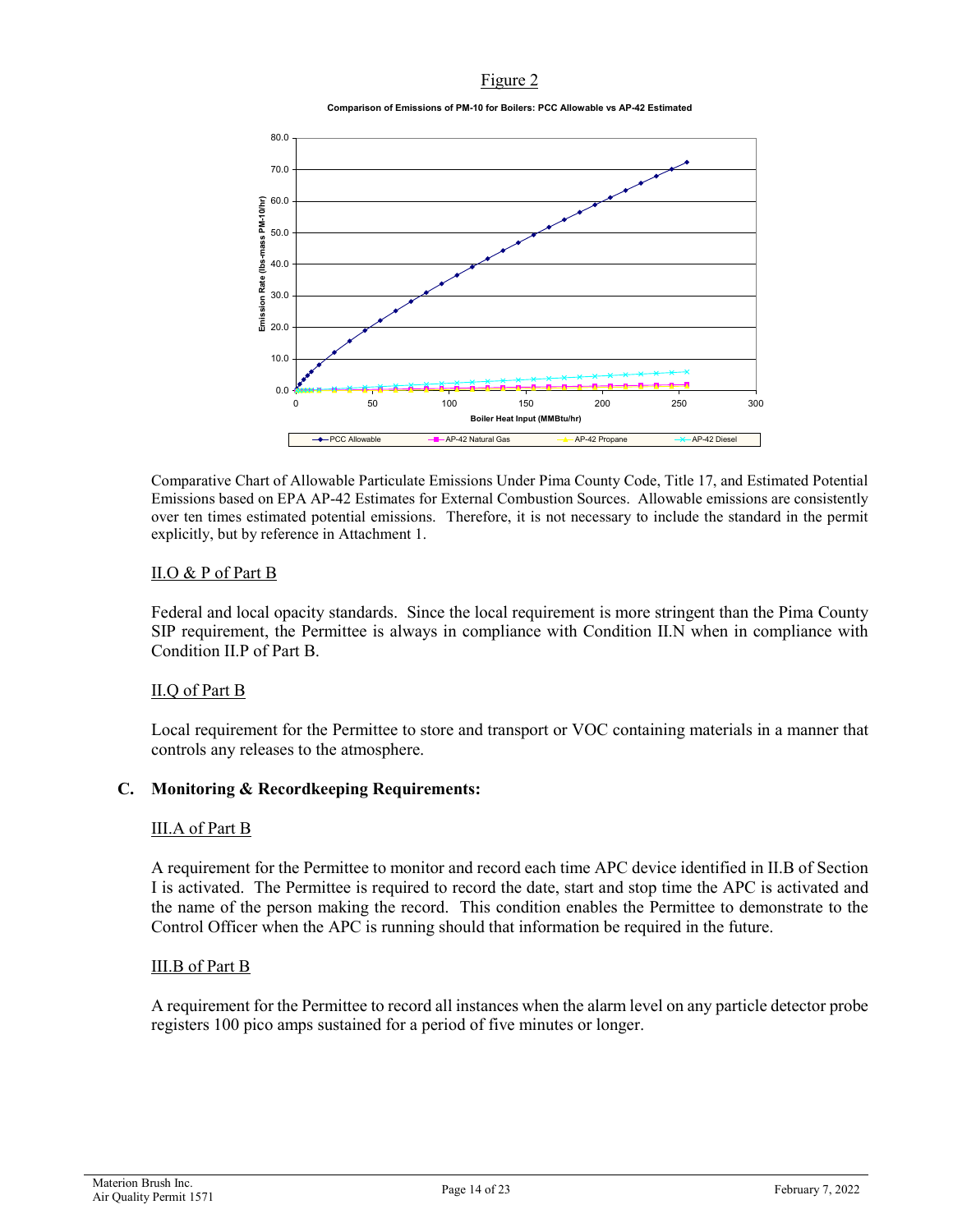Figure 2

**Comparison of Emissions of PM-10 for Boilers: PCC Allowable vs AP-42 Estimated**

Comparative Chart of Allowable Particulate Emissions Under Pima County Code, Title 17, and Estimated Potential Emissions based on EPA AP-42 Estimates for External Combustion Sources. Allowable emissions are consistently over ten times estimated potential emissions. Therefore, it is not necessary to include the standard in the permit explicitly, but by reference in Attachment 1.

II.O & P of Part B

Federal and local opacity standards. Since the local requirement is more stringent than the Pima County SIP requirement, the Permittee is always in compliance with Condition II.N when in compliance with Condition II.P of Part B.

II.Q of Part B

Local requirement for the Permittee to store and transport or VOC containing materials in a manner that controls any releases to the atmosphere.

## C. Monitoring & Recordkeeping Requirements:

III.A of Part B

A requirement for the Permittee to monitor and record each time APC device identified in II.B of Section I is activated. The Permittee is required to record the date, start and stop time the APC is activated and the name of the person making the record. This condition enables the Permittee to demonstrate to the Control Officer when the APC is running should that information be required in the future.

III.B of Part B

A requirement for the Permittee to record all instances when the alarm level on any particle detector probe registers 100 pico amps sustained for a period of five minutes or longer.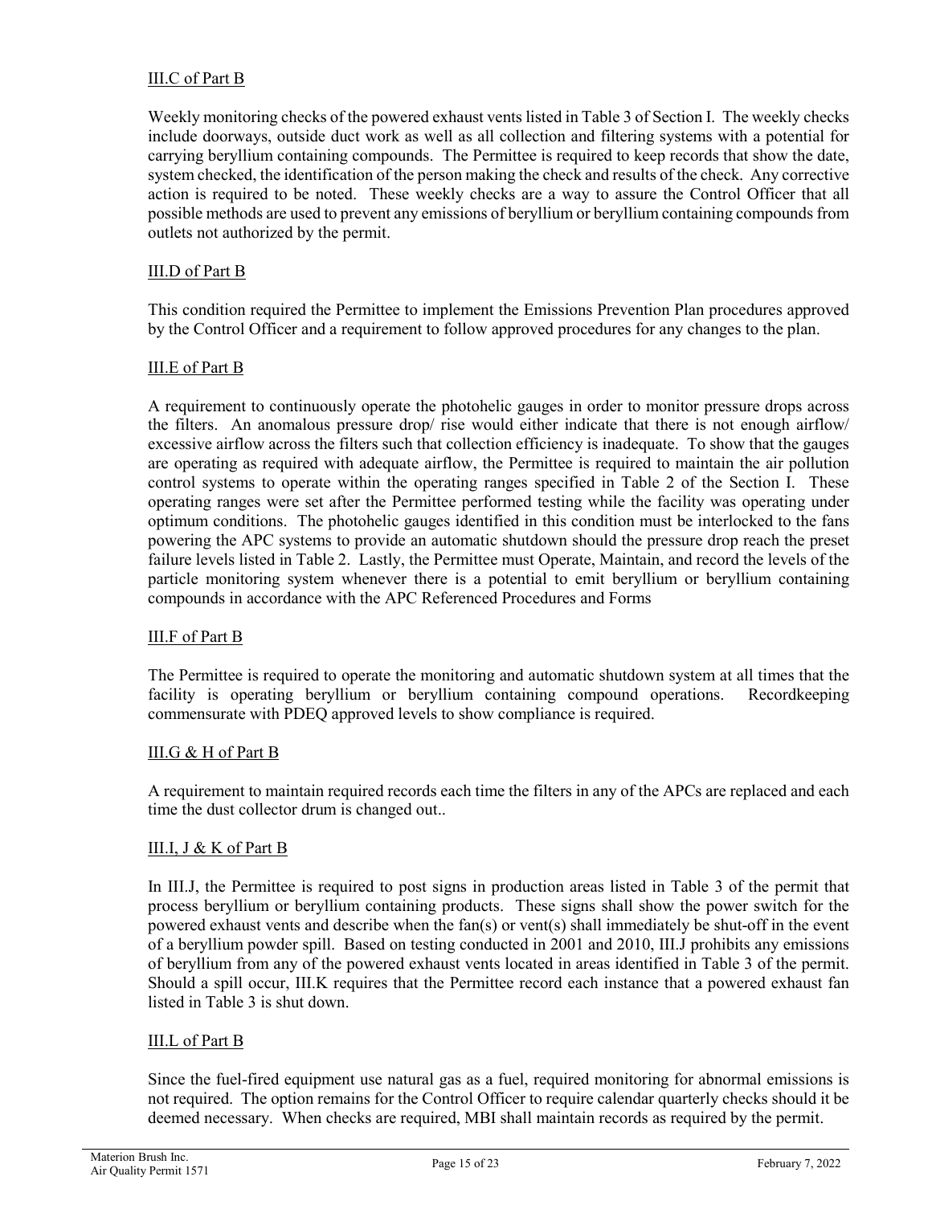III.C of Part B

Weekly monitoring checks of the powered exhaust vents listed in Table 3 of Section I. The weekly checks include doorways, outside duct work as well as all collection and filtering systems with a potential for carrying beryllium containing compounds. The Permittee is required to keep records that show the date, system checked, the identification of the person making the check and results of the check. Any corrective action is required to be noted. These weekly checks are a way to assure the Control Officer that all possible methods are used to prevent any emissions of beryllium or beryllium containing compounds from outlets not authorized by the permit.

III.D of Part B

This condition required the Permittee to implement the Emissions Prevention Plan procedures approved by the Control Officer and a requirement to follow approved procedures for any changes to the plan.

III.E of Part B

A requirement to continuously operate the photohelic gauges in order to monitor pressure drops across the filters. An anomalous pressure drop/ rise would either indicate that there is not enough airflow/ excessive airflow across the filters such that collection efficiency is inadequate. To show that the gauges are operating as required with adequate airflow, the Permittee is required to maintain the air pollution control systems to operate within the operating ranges specified in Table 2 of the Section I. These operating ranges were set after the Permittee performed testing while the facility was operating under optimum conditions. The photohelic gauges identified in this condition must be interlocked to the fans powering the APC systems to provide an automatic shutdown should the pressure drop reach the preset failure levels listed in Table 2. Lastly, the Permittee must Operate, Maintain, and record the levels of the particle monitoring system whenever there is a potential to emit beryllium or beryllium containing compounds in accordance with the APC Referenced Procedures and Forms

III.F of Part B

The Permittee is required to operate the monitoring and automatic shutdown system at all times that the facility is operating beryllium or beryllium containing compound operations. Recordkeeping commensurate with PDEQ approved levels to show compliance is required.

III.G & H of Part B

A requirement to maintain required records each time the filters in any of the APCs are replaced and each time the dust collector drum is changed out..

III.I, J & K of Part B

In III.J, the Permittee is required to post signs in production areas listed in Table 3 of the permit that process beryllium or beryllium containing products. These signs shall show the power switch for the powered exhaust vents and describe when the fan(s) or vent(s) shall immediately be shut-off in the event of a beryllium powder spill. Based on testing conducted in 2001 and 2010, III.J prohibits any emissions of beryllium from any of the powered exhaust vents located in areas identified in Table 3 of the permit. Should a spill occur, III.K requires that the Permittee record each instance that a powered exhaust fan listed in Table 3 is shut down.

III.L of Part B

Since the fuel-fired equipment use natural gas as a fuel, required monitoring for abnormal emissions is not required. The option remains for the Control Officer to require calendar quarterly checks should it be deemed necessary. When checks are required, MBI shall maintain records as required by the permit.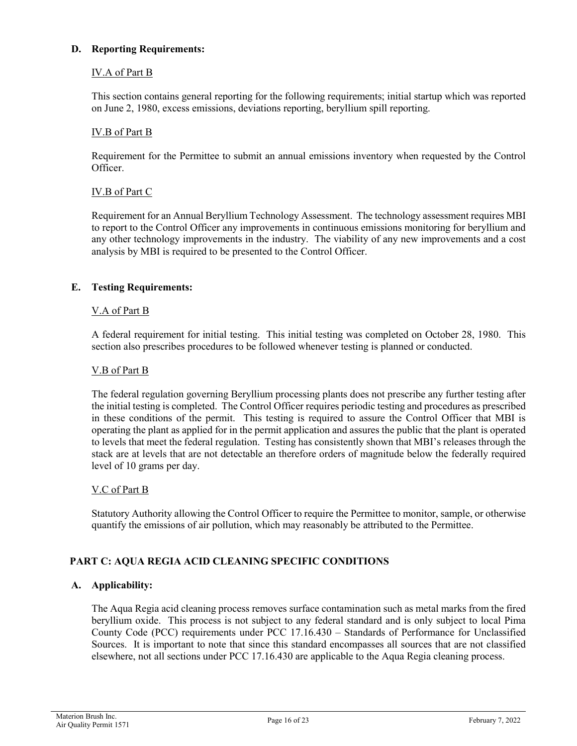### D. Reporting Requirements:

IV.A of Part B

This section contains general reporting for the following requirements; initial startup which was reported on June 2, 1980, excess emissions, deviations reporting, beryllium spill reporting.

IV.B of Part B

Requirement for the Permittee to submit an annual emissions inventory when requested by the Control Officer.

IV.B of Part C

Requirement for an Annual Beryllium Technology Assessment. The technology assessment requires MBI to report to the Control Officer any improvements in continuous emissions monitoring for beryllium and any other technology improvements in the industry. The viability of any new improvements and a cost analysis by MBI is required to be presented to the Control Officer.

### E. Testing Requirements:

V.A of Part B

A federal requirement for initial testing. This initial testing was completed on October 28, 1980. This section also prescribes procedures to be followed whenever testing is planned or conducted.

V.B of Part B

The federal regulation governing Beryllium processing plants does not prescribe any further testing after the initial testing is completed. The Control Officer requires periodic testing and procedures as prescribed in these conditions of the permit. This testing is required to assure the Control Officer that MBI is operating the plant as applied for in the permit application and assures the public that the plant is operated to levels that meet the federal regulation. Testing has consistently shown that MBI's releases through the stack are at levels that are not detectable an therefore orders of magnitude below the federally required level of 10 grams per day.

V.C of Part B

Statutory Authority allowing the Control Officer to require the Permittee to monitor, sample, or otherwise quantify the emissions of air pollution, which may reasonably be attributed to the Permittee.

## PART C: AQUA REGIA ACID CLEANING SPECIFIC CONDITIONS

### A. Applicability:

The Aqua Regia acid cleaning process removes surface contamination such as metal marks from the fired beryllium oxide. This process is not subject to any federal standard and is only subject to local Pima County Code (PCC) requirements under PCC 17.16.430 – Standards of Performance for Unclassified Sources. It is important to note that since this standard encompasses all sources that are not classified elsewhere, not all sections under PCC 17.16.430 are applicable to the Aqua Regia cleaning process.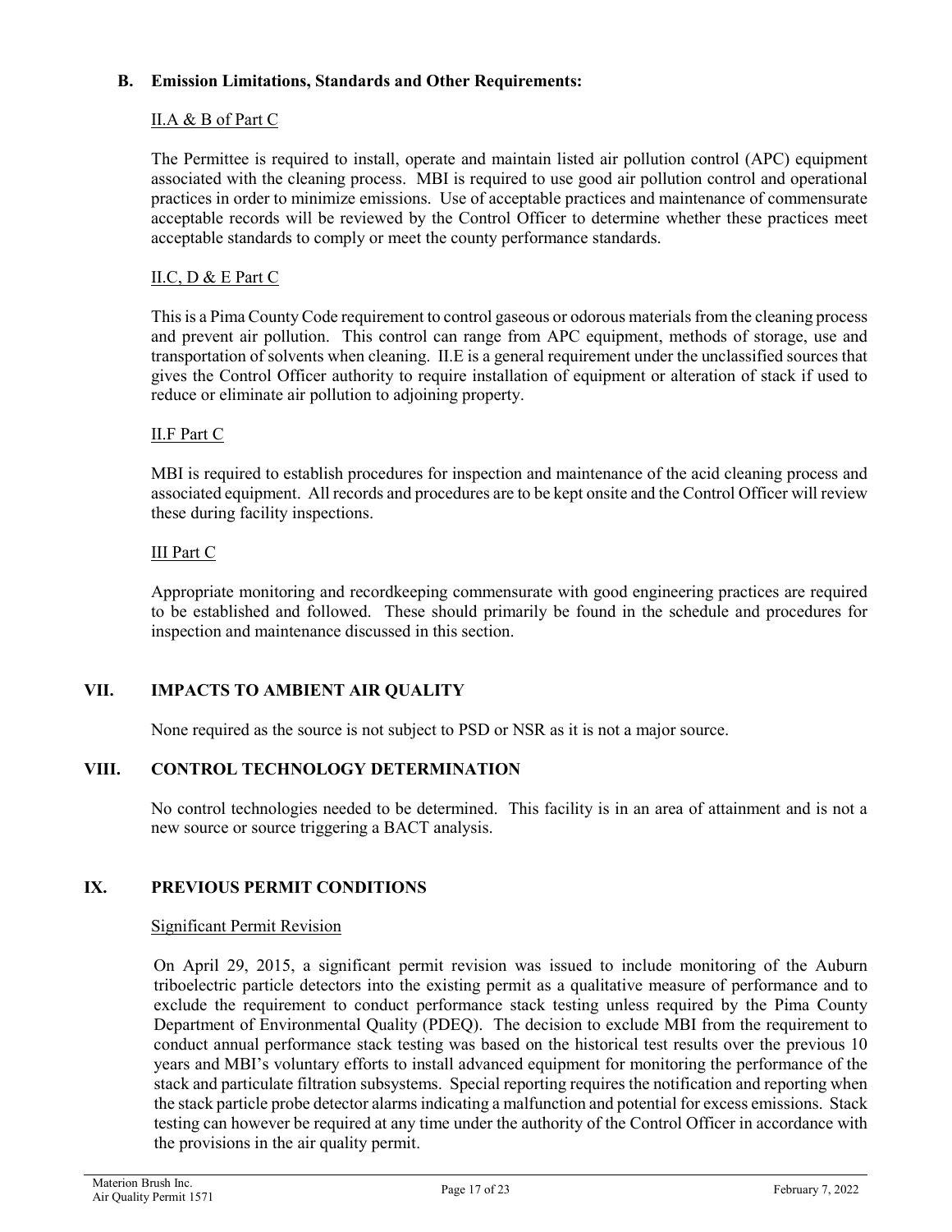### B. Emission Limitations, Standards and Other Requirements:

II.A & B of Part C

The Permittee is required to install, operate and maintain listed air pollution control (APC) equipment associated with the cleaning process. MBI is required to use good air pollution control and operational practices in order to minimize emissions. Use of acceptable practices and maintenance of commensurate acceptable records will be reviewed by the Control Officer to determine whether these practices meet acceptable standards to comply or meet the county performance standards.

II.C, D & E Part C

This is a Pima County Code requirement to control gaseous or odorous materials from the cleaning process and prevent air pollution. This control can range from APC equipment, methods of storage, use and transportation of solvents when cleaning. II.E is a general requirement under the unclassified sources that gives the Control Officer authority to require installation of equipment or alteration of stack if used to reduce or eliminate air pollution to adjoining property.

II.F Part C

MBI is required to establish procedures for inspection and maintenance of the acid cleaning process and associated equipment. All records and procedures are to be kept onsite and the Control Officer will review these during facility inspections.

III Part C

Appropriate monitoring and recordkeeping commensurate with good engineering practices are required to be established and followed. These should primarily be found in the schedule and procedures for inspection and maintenance discussed in this section.

## VII. IMPACTS TO AMBIENT AIR QUALITY

None required as the source is not subject to PSD or NSR as it is not a major source.

## VIII. CONTROL TECHNOLOGY DETERMINATION

No control technologies needed to be determined. This facility is in an area of attainment and is not a new source or source triggering a BACT analysis.

## IX. PREVIOUS PERMIT CONDITIONS

Significant Permit Revision

On April 29, 2015, a significant permit revision was issued to include monitoring of the Auburn triboelectric particle detectors into the existing permit as a qualitative measure of performance and to exclude the requirement to conduct performance stack testing unless required by the Pima County Department of Environmental Quality (PDEQ). The decision to exclude MBI from the requirement to conduct annual performance stack testing was based on the historical test results over the previous 10 years and MBI's voluntary efforts to install advanced equipment for monitoring the performance of the stack and particulate filtration subsystems. Special reporting requires the notification and reporting when the stack particle probe detector alarms indicating a malfunction and potential for excess emissions. Stack testing can however be required at any time under the authority of the Control Officer in accordance with the provisions in the air quality permit.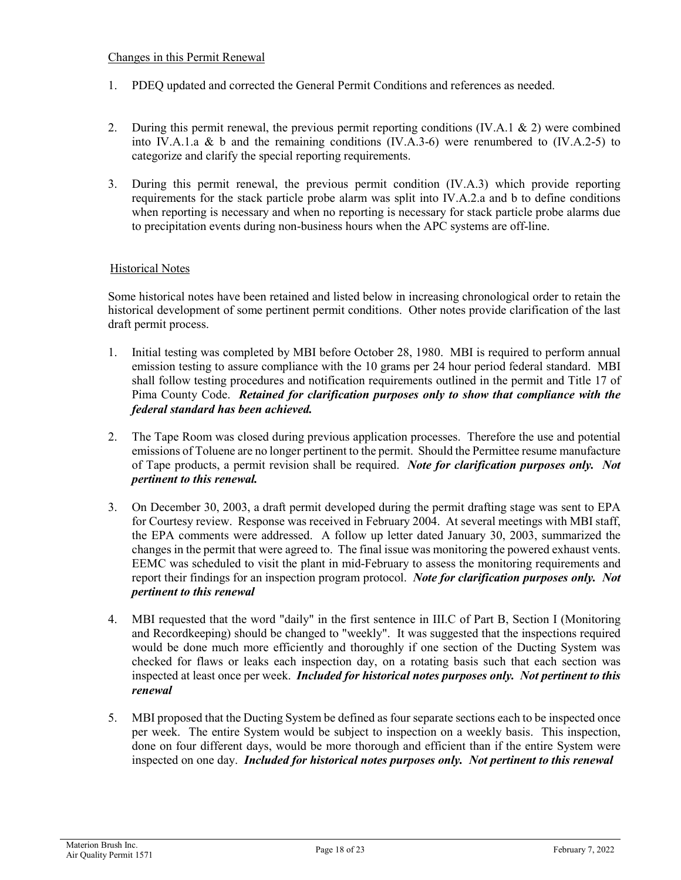Changes in this Permit Renewal

1. PDEQ updated and corrected the General Permit Conditions and references as needed.

2. During this permit renewal, the previous permit reporting conditions (IV.A.1 & 2) were combined into IV.A.1.a & b and the remaining conditions (IV.A.3-6) were renumbered to (IV.A.2-5) to categorize and clarify the special reporting requirements.

3. During this permit renewal, the previous permit condition (IV.A.3) which provide reporting requirements for the stack particle probe alarm was split into IV.A.2.a and b to define conditions when reporting is necessary and when no reporting is necessary for stack particle probe alarms due to precipitation events during non-business hours when the APC systems are off-line.

Historical Notes

Some historical notes have been retained and listed below in increasing chronological order to retain the historical development of some pertinent permit conditions. Other notes provide clarification of the last draft permit process.

1. Initial testing was completed by MBI before October 28, 1980. MBI is required to perform annual emission testing to assure compliance with the 10 grams per 24 hour period federal standard. MBI shall follow testing procedures and notification requirements outlined in the permit and Title 17 of Pima County Code. ***Retained for clarification purposes only to show that compliance with the federal standard has been achieved.***

2. The Tape Room was closed during previous application processes. Therefore the use and potential emissions of Toluene are no longer pertinent to the permit. Should the Permittee resume manufacture of Tape products, a permit revision shall be required. ***Note for clarification purposes only. Not pertinent to this renewal.***

3. On December 30, 2003, a draft permit developed during the permit drafting stage was sent to EPA for Courtesy review. Response was received in February 2004. At several meetings with MBI staff, the EPA comments were addressed. A follow up letter dated January 30, 2003, summarized the changes in the permit that were agreed to. The final issue was monitoring the powered exhaust vents. EEMC was scheduled to visit the plant in mid-February to assess the monitoring requirements and report their findings for an inspection program protocol. ***Note for clarification purposes only. Not pertinent to this renewal***

4. MBI requested that the word "daily" in the first sentence in III.C of Part B, Section I (Monitoring and Recordkeeping) should be changed to "weekly". It was suggested that the inspections required would be done much more efficiently and thoroughly if one section of the Ducting System was checked for flaws or leaks each inspection day, on a rotating basis such that each section was inspected at least once per week. ***Included for historical notes purposes only. Not pertinent to this renewal***

5. MBI proposed that the Ducting System be defined as four separate sections each to be inspected once per week. The entire System would be subject to inspection on a weekly basis. This inspection, done on four different days, would be more thorough and efficient than if the entire System were inspected on one day. ***Included for historical notes purposes only. Not pertinent to this renewal***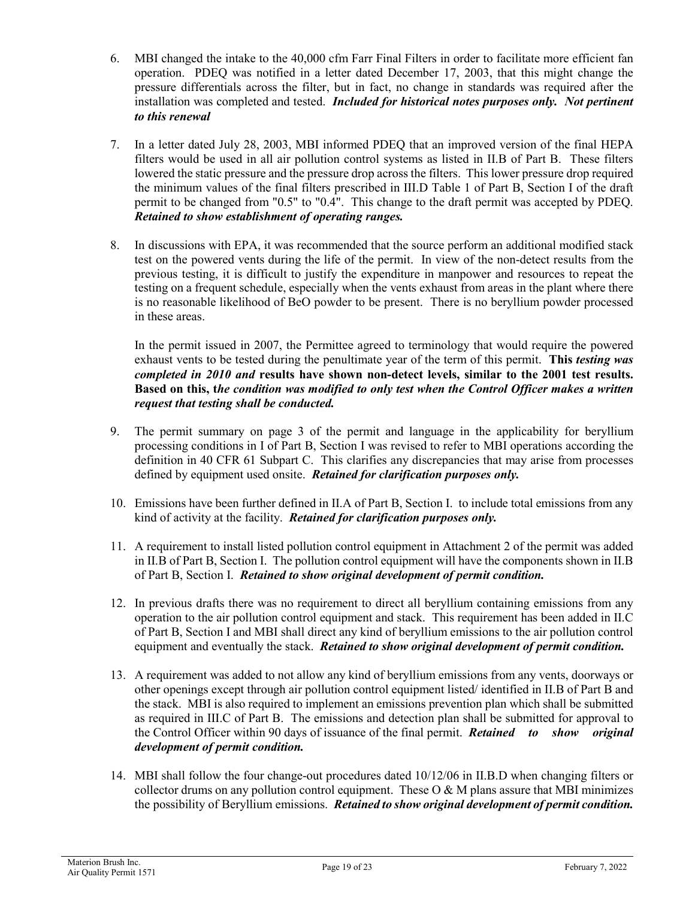6. MBI changed the intake to the 40,000 cfm Farr Final Filters in order to facilitate more efficient fan operation. PDEQ was notified in a letter dated December 17, 2003, that this might change the pressure differentials across the filter, but in fact, no change in standards was required after the installation was completed and tested. ***Included for historical notes purposes only. Not pertinent to this renewal***

7. In a letter dated July 28, 2003, MBI informed PDEQ that an improved version of the final HEPA filters would be used in all air pollution control systems as listed in II.B of Part B. These filters lowered the static pressure and the pressure drop across the filters. This lower pressure drop required the minimum values of the final filters prescribed in III.D Table 1 of Part B, Section I of the draft permit to be changed from "0.5" to "0.4". This change to the draft permit was accepted by PDEQ. ***Retained to show establishment of operating ranges.***

8. In discussions with EPA, it was recommended that the source perform an additional modified stack test on the powered vents during the life of the permit. In view of the non-detect results from the previous testing, it is difficult to justify the expenditure in manpower and resources to repeat the testing on a frequent schedule, especially when the vents exhaust from areas in the plant where there is no reasonable likelihood of BeO powder to be present. There is no beryllium powder processed in these areas.

   In the permit issued in 2007, the Permittee agreed to terminology that would require the powered exhaust vents to be tested during the penultimate year of the term of this permit. **This *testing was completed in 2010 and* results have shown non-detect levels, similar to the 2001 test results. Based on this, t*he condition was modified to only test when the Control Officer makes a written request that testing shall be conducted.***

9. The permit summary on page 3 of the permit and language in the applicability for beryllium processing conditions in I of Part B, Section I was revised to refer to MBI operations according the definition in 40 CFR 61 Subpart C. This clarifies any discrepancies that may arise from processes defined by equipment used onsite. ***Retained for clarification purposes only.***

10. Emissions have been further defined in II.A of Part B, Section I. to include total emissions from any kind of activity at the facility. ***Retained for clarification purposes only.***

11. A requirement to install listed pollution control equipment in Attachment 2 of the permit was added in II.B of Part B, Section I. The pollution control equipment will have the components shown in II.B of Part B, Section I. ***Retained to show original development of permit condition.***

12. In previous drafts there was no requirement to direct all beryllium containing emissions from any operation to the air pollution control equipment and stack. This requirement has been added in II.C of Part B, Section I and MBI shall direct any kind of beryllium emissions to the air pollution control equipment and eventually the stack. ***Retained to show original development of permit condition.***

13. A requirement was added to not allow any kind of beryllium emissions from any vents, doorways or other openings except through air pollution control equipment listed/ identified in II.B of Part B and the stack. MBI is also required to implement an emissions prevention plan which shall be submitted as required in III.C of Part B. The emissions and detection plan shall be submitted for approval to the Control Officer within 90 days of issuance of the final permit. ***Retained to show original development of permit condition.***

14. MBI shall follow the four change-out procedures dated 10/12/06 in II.B.D when changing filters or collector drums on any pollution control equipment. These O & M plans assure that MBI minimizes the possibility of Beryllium emissions. ***Retained to show original development of permit condition.***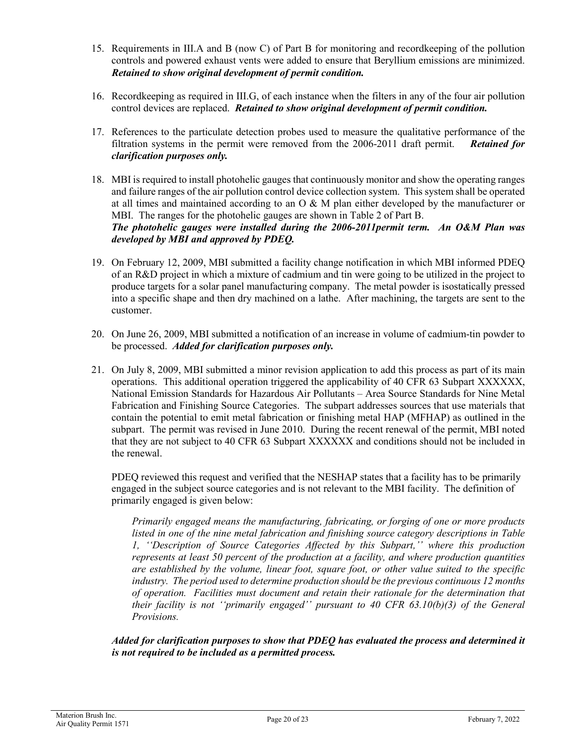15. Requirements in III.A and B (now C) of Part B for monitoring and recordkeeping of the pollution controls and powered exhaust vents were added to ensure that Beryllium emissions are minimized. ***Retained to show original development of permit condition.***

16. Recordkeeping as required in III.G, of each instance when the filters in any of the four air pollution control devices are replaced. ***Retained to show original development of permit condition.***

17. References to the particulate detection probes used to measure the qualitative performance of the filtration systems in the permit were removed from the 2006-2011 draft permit. ***Retained for clarification purposes only.***

18. MBI is required to install photohelic gauges that continuously monitor and show the operating ranges and failure ranges of the air pollution control device collection system. This system shall be operated at all times and maintained according to an O & M plan either developed by the manufacturer or MBI. The ranges for the photohelic gauges are shown in Table 2 of Part B.
    ***The photohelic gauges were installed during the 2006-2011permit term. An O&M Plan was developed by MBI and approved by PDEQ.***

19. On February 12, 2009, MBI submitted a facility change notification in which MBI informed PDEQ of an R&D project in which a mixture of cadmium and tin were going to be utilized in the project to produce targets for a solar panel manufacturing company. The metal powder is isostatically pressed into a specific shape and then dry machined on a lathe. After machining, the targets are sent to the customer.

20. On June 26, 2009, MBI submitted a notification of an increase in volume of cadmium-tin powder to be processed. ***Added for clarification purposes only.***

21. On July 8, 2009, MBI submitted a minor revision application to add this process as part of its main operations. This additional operation triggered the applicability of 40 CFR 63 Subpart XXXXXX, National Emission Standards for Hazardous Air Pollutants – Area Source Standards for Nine Metal Fabrication and Finishing Source Categories. The subpart addresses sources that use materials that contain the potential to emit metal fabrication or finishing metal HAP (MFHAP) as outlined in the subpart. The permit was revised in June 2010. During the recent renewal of the permit, MBI noted that they are not subject to 40 CFR 63 Subpart XXXXXX and conditions should not be included in the renewal.

    PDEQ reviewed this request and verified that the NESHAP states that a facility has to be primarily engaged in the subject source categories and is not relevant to the MBI facility. The definition of primarily engaged is given below:

    > *Primarily engaged means the manufacturing, fabricating, or forging of one or more products listed in one of the nine metal fabrication and finishing source category descriptions in Table 1, ''Description of Source Categories Affected by this Subpart,'' where this production represents at least 50 percent of the production at a facility, and where production quantities are established by the volume, linear foot, square foot, or other value suited to the specific industry. The period used to determine production should be the previous continuous 12 months of operation. Facilities must document and retain their rationale for the determination that their facility is not ''primarily engaged'' pursuant to 40 CFR 63.10(b)(3) of the General Provisions.*

    ***Added for clarification purposes to show that PDEQ has evaluated the process and determined it is not required to be included as a permitted process.***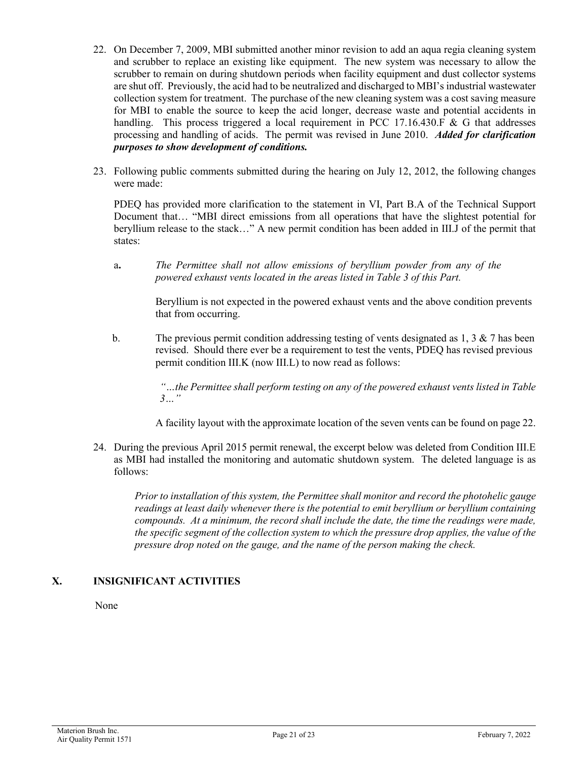22. On December 7, 2009, MBI submitted another minor revision to add an aqua regia cleaning system and scrubber to replace an existing like equipment. The new system was necessary to allow the scrubber to remain on during shutdown periods when facility equipment and dust collector systems are shut off. Previously, the acid had to be neutralized and discharged to MBI's industrial wastewater collection system for treatment. The purchase of the new cleaning system was a cost saving measure for MBI to enable the source to keep the acid longer, decrease waste and potential accidents in handling. This process triggered a local requirement in PCC 17.16.430.F & G that addresses processing and handling of acids. The permit was revised in June 2010. ***Added for clarification purposes to show development of conditions.***

23. Following public comments submitted during the hearing on July 12, 2012, the following changes were made:

    PDEQ has provided more clarification to the statement in VI, Part B.A of the Technical Support Document that… "MBI direct emissions from all operations that have the slightest potential for beryllium release to the stack…" A new permit condition has been added in III.J of the permit that states:

    **a.** *The Permittee shall not allow emissions of beryllium powder from any of the powered exhaust vents located in the areas listed in Table 3 of this Part.*

    Beryllium is not expected in the powered exhaust vents and the above condition prevents that from occurring.

    b. The previous permit condition addressing testing of vents designated as 1, 3 & 7 has been revised. Should there ever be a requirement to test the vents, PDEQ has revised previous permit condition III.K (now III.L) to now read as follows:

    *"…the Permittee shall perform testing on any of the powered exhaust vents listed in Table 3…"*

    A facility layout with the approximate location of the seven vents can be found on page 22.

24. During the previous April 2015 permit renewal, the excerpt below was deleted from Condition III.E as MBI had installed the monitoring and automatic shutdown system. The deleted language is as follows:

    *Prior to installation of this system, the Permittee shall monitor and record the photohelic gauge readings at least daily whenever there is the potential to emit beryllium or beryllium containing compounds. At a minimum, the record shall include the date, the time the readings were made, the specific segment of the collection system to which the pressure drop applies, the value of the pressure drop noted on the gauge, and the name of the person making the check.*

## X. INSIGNIFICANT ACTIVITIES

None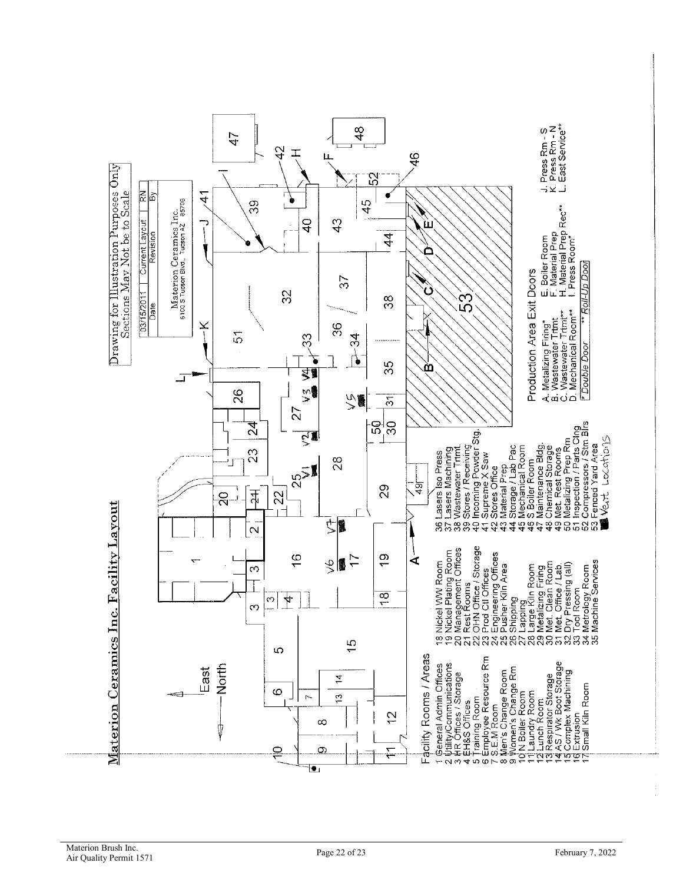# Materion Ceramics Inc. Facility Layout

Drawing for Illustration Purposes Only
Sections May Not be to Scale

| 03/15/2011 | Current Layout | RN |
|---|---|---|
| Date | Revision | By |

Materion Ceramics Inc.
6100 S Tucson Blvd., Tucson AZ 85706

East
North

## Facility Rooms / Areas

1 General Admin Offices
2 Utility/Communications
3 HR Offices / Storage
4 EH&S Offices
5 Training Room
6 Employee Resource Rm
7 S.E.M Room
8 Men's Change Room
9 Women's Change Rm
10 N Boiler Room
11 Laundry Room
12 Lunch Room
13 Respirator Storage
14 AS / Wk Boot Storage
15 Complex Machining
16 Extrusion
17 Small Kiln Room
18 Nickel WW Room
19 Nickel Plating Room
20 Management Offices
21 Rest Rooms
22 OHN Office / Storage
23 Prod Ctl Offices
24 Engineering Offices
25 Pusher Kiln Area
26 Shipping
27 Lapping
28 Large Kiln Room
29 Metalizing Firing
30 Met. Clean Room
31 Met. Office / Lab
32 Dry Pressing (all)
33 Tool Room
34 Metrology Room
35 Machine Services
36 Lasers Iso Press
37 Lasers Machining
38 Wastewater Trtmt.
39 Stores / Receiving
40 Incoming Powder Stg.
41 Supreme X Saw
42 Stores Office
43 Material Prep
44 Storage / Lab Pac
45 Mechanical Room
46 S Boiler Room
47 Maintenance Bldg.
48 Chemical Storage
49 Met. Rest Rooms
50 Metalizing Prep Rm
51 Inspection / Parts Clng
52 Compressors / Stm Blrs
53 Fenced Yard Area

■ Vent Locations

## Production Area Exit Doors

A. Metalizing Firing*
B. Wastewater Trtmt
C. Wastewater Trtmt**
D. Mechanical Room**
E. Boiler Room
F. Material Prep
H. Material Prep Rec**
I. Press Room*
J. Press Rm - S
K. Press Rm - N
L. East Service**

\* Double Door  \*\* Roll-Up Door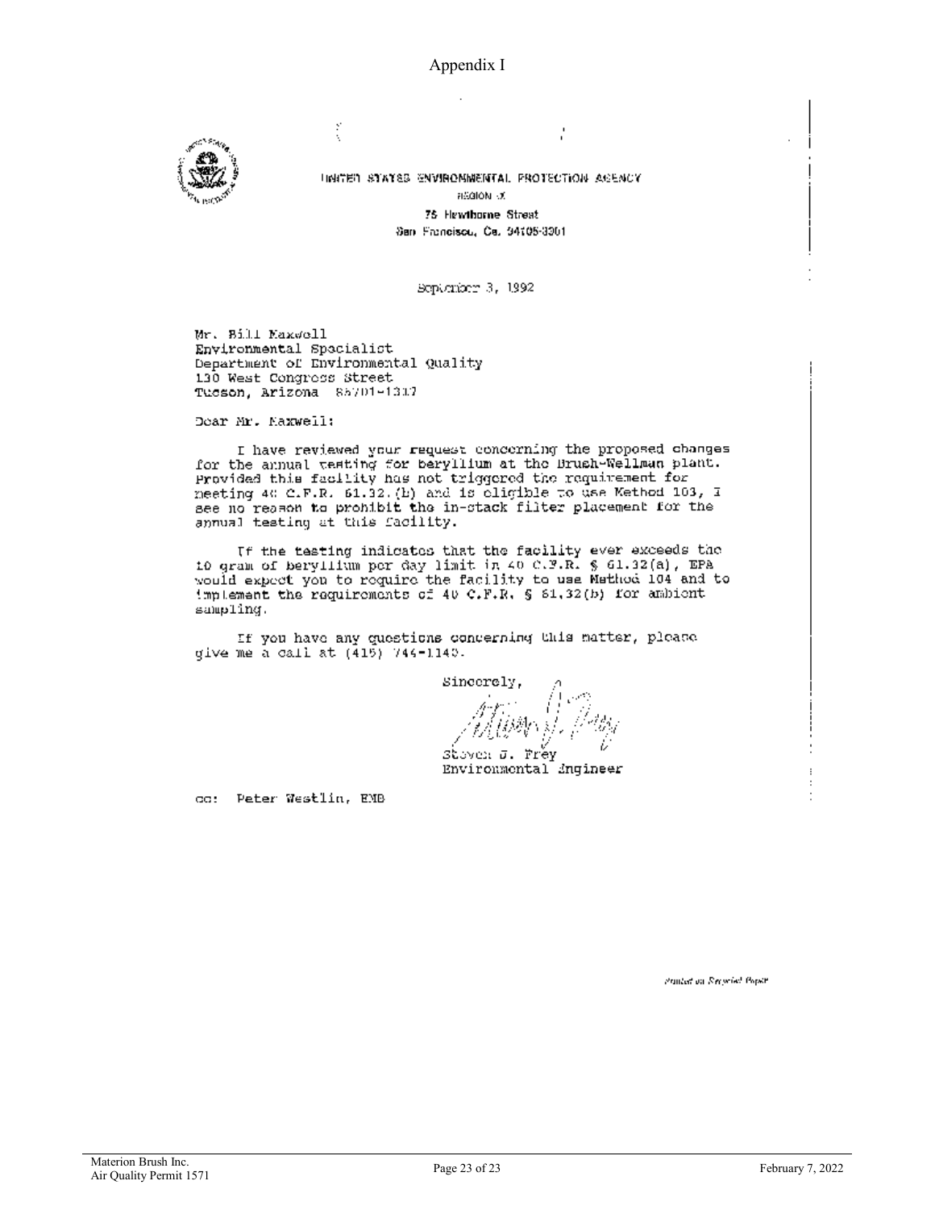# Appendix I

UNITED STATES ENVIRONMENTAL PROTECTION AGENCY
REGION IX
75 Hawthorne Street
San Francisco, Ca. 94105-3901

September 3, 1992

Mr. Bill Maxwell
Environmental Specialist
Department of Environmental Quality
130 West Congress Street
Tucson, Arizona 85701-1317

Dear Mr. Maxwell:

I have reviewed your request concerning the proposed changes for the annual testing for beryllium at the Brush-Wellman plant. Provided this facility has not triggered the requirement for meeting 40 C.F.R. 61.32.(b) and is eligible to use Method 103, I see no reason to prohibit the in-stack filter placement for the annual testing at this facility.

If the testing indicates that the facility ever exceeds the 10 gram of beryllium per day limit in 40 C.F.R. § 61.32(a), EPA would expect you to require the facility to use Method 104 and to implement the requirements of 40 C.F.R. § 61.32(b) for ambient sampling.

If you have any questions concerning this matter, please give me a call at (415) 744-1143.

Sincerely,

Steven J. Frey
Environmental Engineer

cc: Peter Westlin, EMB

Printed on Recycled Paper